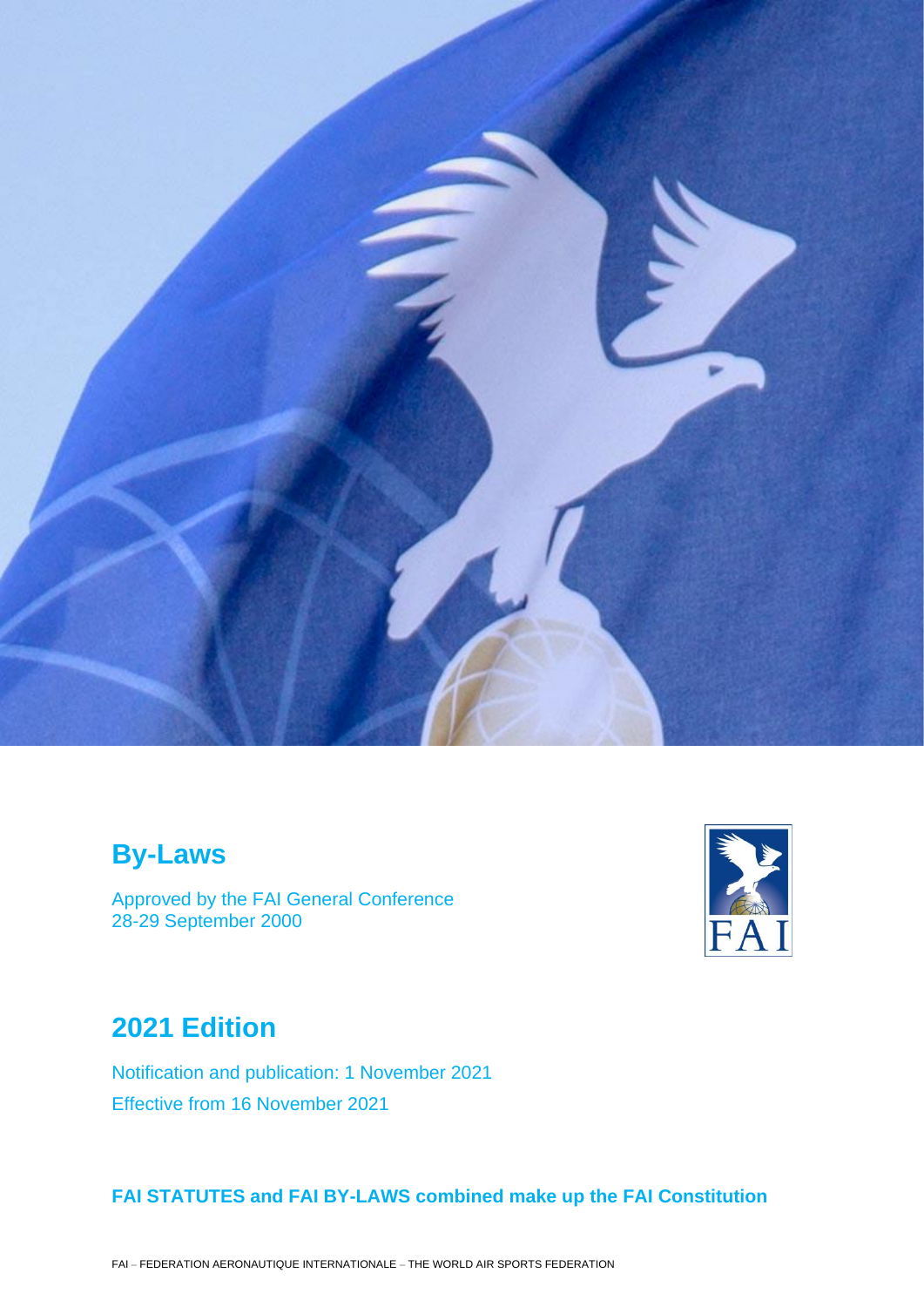# By-Laws

Approved by the FAI General Conference
28-29 September 2000

# 2021 Edition

Notification and publication: 1 November 2021
Effective from 16 November 2021

**FAI STATUTES and FAI BY-LAWS combined make up the FAI Constitution**

FAI – FEDERATION AERONAUTIQUE INTERNATIONALE – THE WORLD AIR SPORTS FEDERATION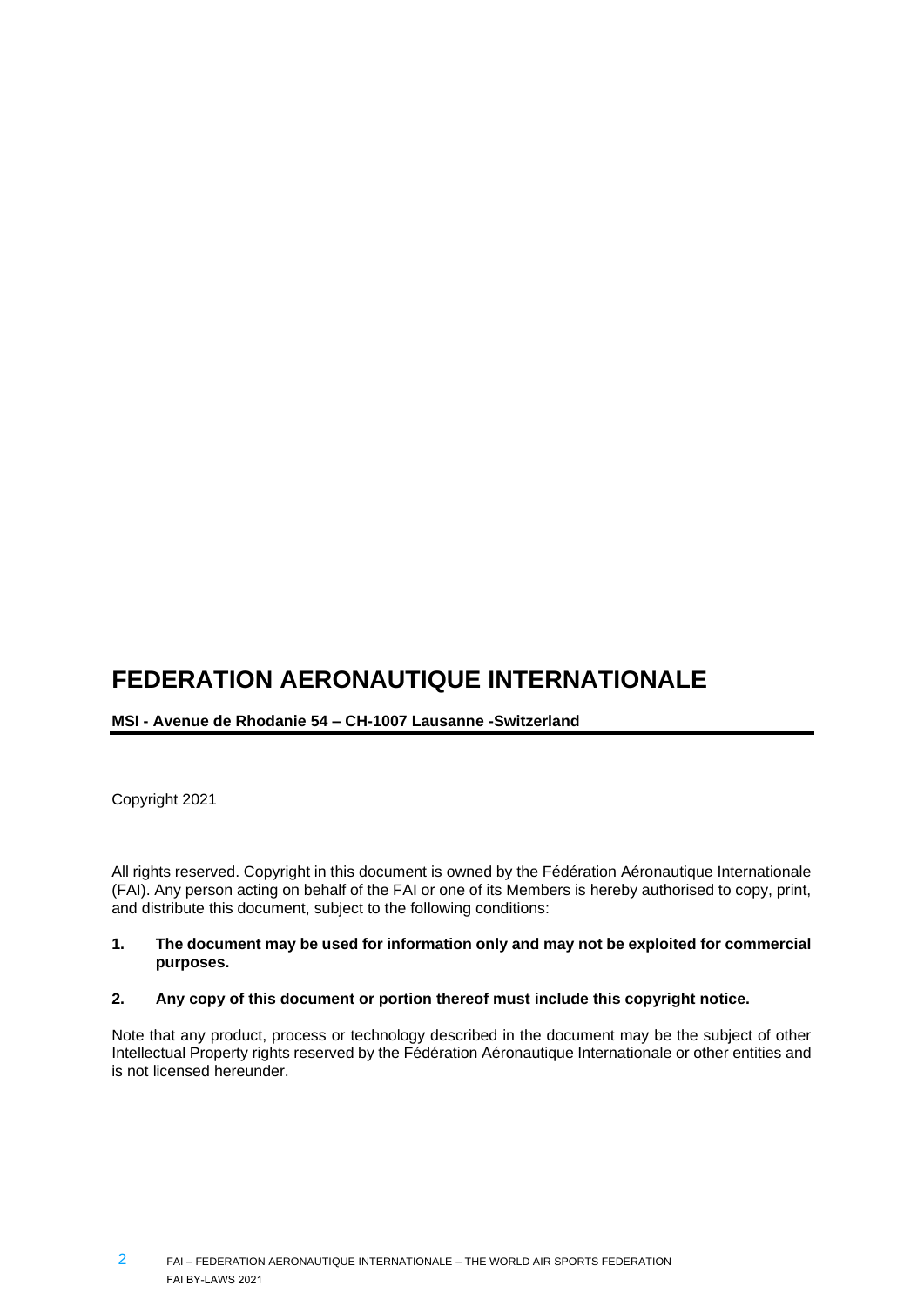# FEDERATION AERONAUTIQUE INTERNATIONALE

**MSI - Avenue de Rhodanie 54 – CH-1007 Lausanne -Switzerland**

Copyright 2021

All rights reserved. Copyright in this document is owned by the Fédération Aéronautique Internationale (FAI). Any person acting on behalf of the FAI or one of its Members is hereby authorised to copy, print, and distribute this document, subject to the following conditions:

1. **The document may be used for information only and may not be exploited for commercial purposes.**

2. **Any copy of this document or portion thereof must include this copyright notice.**

Note that any product, process or technology described in the document may be the subject of other Intellectual Property rights reserved by the Fédération Aéronautique Internationale or other entities and is not licensed hereunder.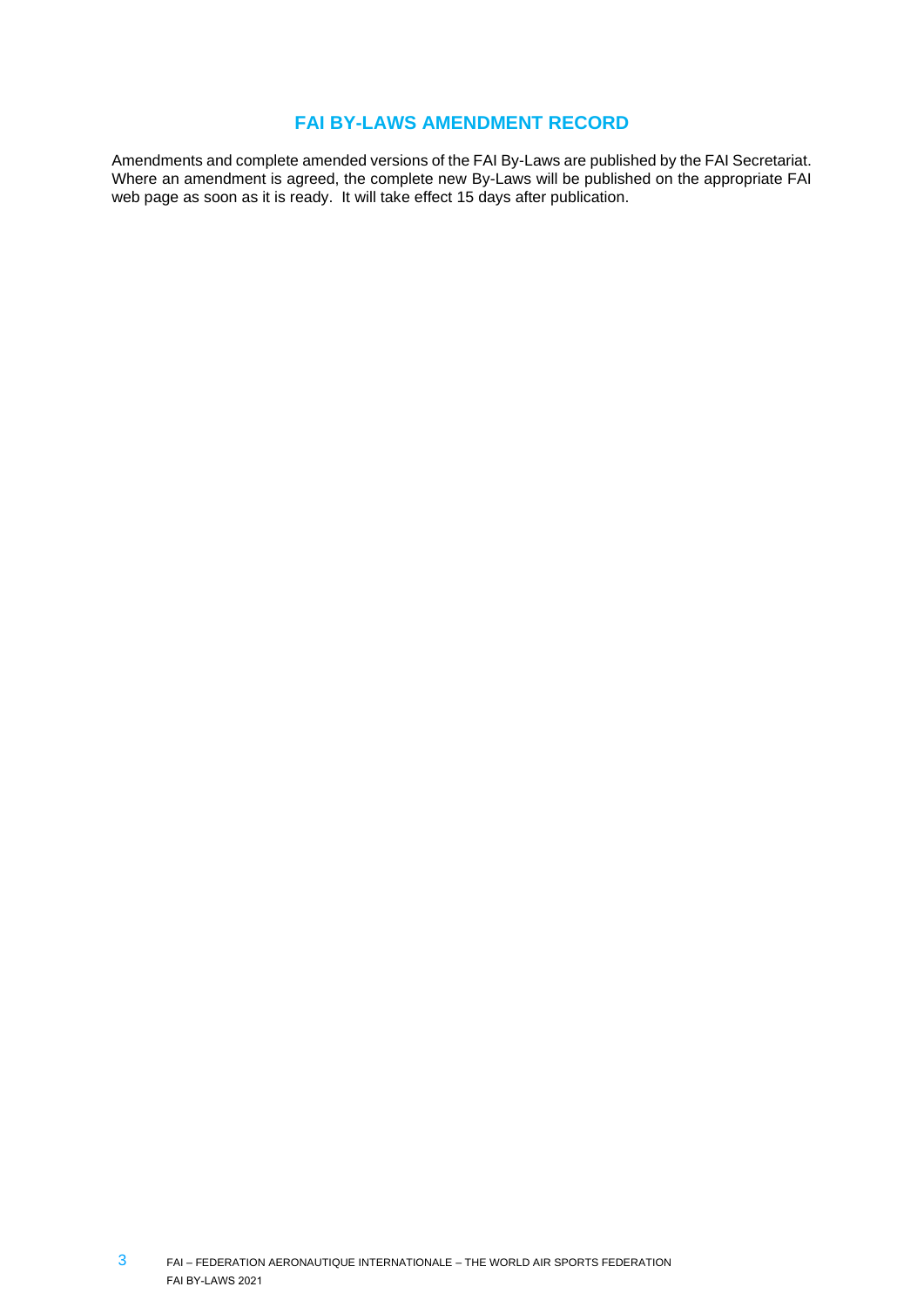## FAI BY-LAWS AMENDMENT RECORD

Amendments and complete amended versions of the FAI By-Laws are published by the FAI Secretariat. Where an amendment is agreed, the complete new By-Laws will be published on the appropriate FAI web page as soon as it is ready. It will take effect 15 days after publication.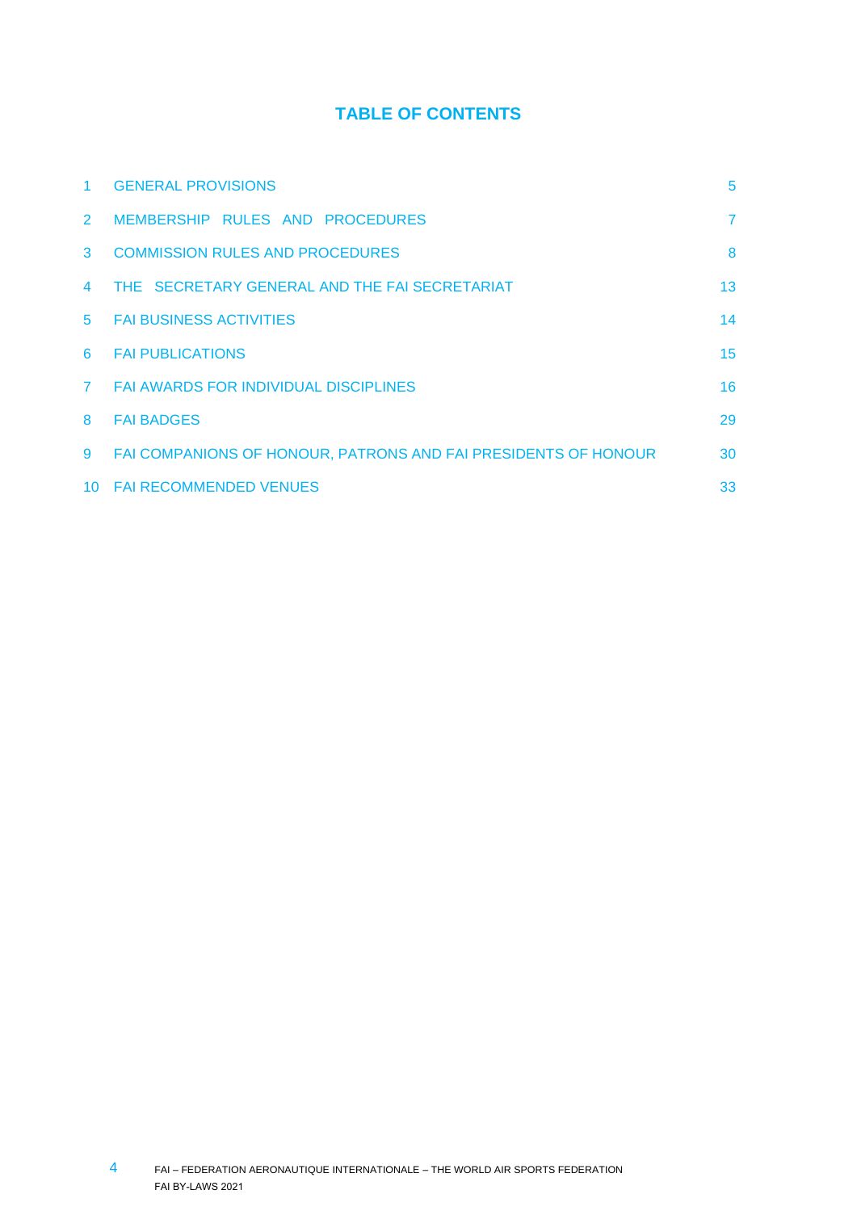# TABLE OF CONTENTS

| | | |
|---|---|---|
| 1 | GENERAL PROVISIONS | 5 |
| 2 | MEMBERSHIP RULES AND PROCEDURES | 7 |
| 3 | COMMISSION RULES AND PROCEDURES | 8 |
| 4 | THE SECRETARY GENERAL AND THE FAI SECRETARIAT | 13 |
| 5 | FAI BUSINESS ACTIVITIES | 14 |
| 6 | FAI PUBLICATIONS | 15 |
| 7 | FAI AWARDS FOR INDIVIDUAL DISCIPLINES | 16 |
| 8 | FAI BADGES | 29 |
| 9 | FAI COMPANIONS OF HONOUR, PATRONS AND FAI PRESIDENTS OF HONOUR | 30 |
| 10 | FAI RECOMMENDED VENUES | 33 |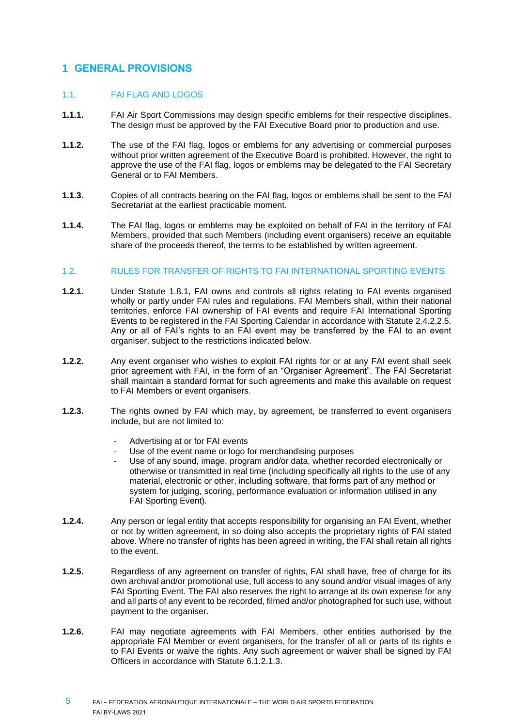# 1 GENERAL PROVISIONS

## 1.1. FAI FLAG AND LOGOS

**1.1.1.** FAI Air Sport Commissions may design specific emblems for their respective disciplines. The design must be approved by the FAI Executive Board prior to production and use.

**1.1.2.** The use of the FAI flag, logos or emblems for any advertising or commercial purposes without prior written agreement of the Executive Board is prohibited. However, the right to approve the use of the FAI flag, logos or emblems may be delegated to the FAI Secretary General or to FAI Members.

**1.1.3.** Copies of all contracts bearing on the FAI flag, logos or emblems shall be sent to the FAI Secretariat at the earliest practicable moment.

**1.1.4.** The FAI flag, logos or emblems may be exploited on behalf of FAI in the territory of FAI Members, provided that such Members (including event organisers) receive an equitable share of the proceeds thereof, the terms to be established by written agreement.

## 1.2. RULES FOR TRANSFER OF RIGHTS TO FAI INTERNATIONAL SPORTING EVENTS

**1.2.1.** Under Statute 1.8.1, FAI owns and controls all rights relating to FAI events organised wholly or partly under FAI rules and regulations. FAI Members shall, within their national territories, enforce FAI ownership of FAI events and require FAI International Sporting Events to be registered in the FAI Sporting Calendar in accordance with Statute 2.4.2.2.5. Any or all of FAI's rights to an FAI event may be transferred by the FAI to an event organiser, subject to the restrictions indicated below.

**1.2.2.** Any event organiser who wishes to exploit FAI rights for or at any FAI event shall seek prior agreement with FAI, in the form of an "Organiser Agreement". The FAI Secretariat shall maintain a standard format for such agreements and make this available on request to FAI Members or event organisers.

**1.2.3.** The rights owned by FAI which may, by agreement, be transferred to event organisers include, but are not limited to:

- Advertising at or for FAI events
- Use of the event name or logo for merchandising purposes
- Use of any sound, image, program and/or data, whether recorded electronically or otherwise or transmitted in real time (including specifically all rights to the use of any material, electronic or other, including software, that forms part of any method or system for judging, scoring, performance evaluation or information utilised in any FAI Sporting Event).

**1.2.4.** Any person or legal entity that accepts responsibility for organising an FAI Event, whether or not by written agreement, in so doing also accepts the proprietary rights of FAI stated above. Where no transfer of rights has been agreed in writing, the FAI shall retain all rights to the event.

**1.2.5.** Regardless of any agreement on transfer of rights, FAI shall have, free of charge for its own archival and/or promotional use, full access to any sound and/or visual images of any FAI Sporting Event. The FAI also reserves the right to arrange at its own expense for any and all parts of any event to be recorded, filmed and/or photographed for such use, without payment to the organiser.

**1.2.6.** FAI may negotiate agreements with FAI Members, other entities authorised by the appropriate FAI Member or event organisers, for the transfer of all or parts of its rights e to FAI Events or waive the rights. Any such agreement or waiver shall be signed by FAI Officers in accordance with Statute 6.1.2.1.3.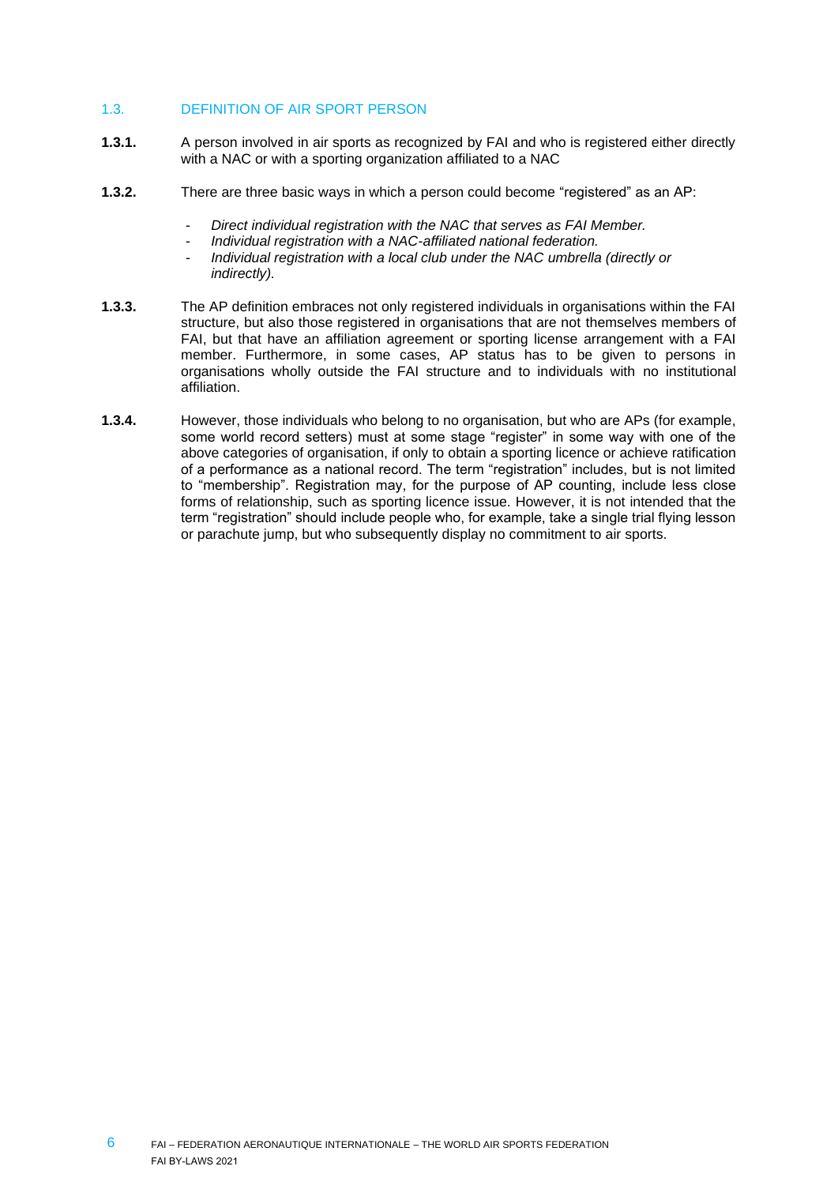## 1.3. DEFINITION OF AIR SPORT PERSON

**1.3.1.** A person involved in air sports as recognized by FAI and who is registered either directly with a NAC or with a sporting organization affiliated to a NAC

**1.3.2.** There are three basic ways in which a person could become "registered" as an AP:

- *Direct individual registration with the NAC that serves as FAI Member.*
- *Individual registration with a NAC-affiliated national federation.*
- *Individual registration with a local club under the NAC umbrella (directly or indirectly).*

**1.3.3.** The AP definition embraces not only registered individuals in organisations within the FAI structure, but also those registered in organisations that are not themselves members of FAI, but that have an affiliation agreement or sporting license arrangement with a FAI member. Furthermore, in some cases, AP status has to be given to persons in organisations wholly outside the FAI structure and to individuals with no institutional affiliation.

**1.3.4.** However, those individuals who belong to no organisation, but who are APs (for example, some world record setters) must at some stage "register" in some way with one of the above categories of organisation, if only to obtain a sporting licence or achieve ratification of a performance as a national record. The term "registration" includes, but is not limited to "membership". Registration may, for the purpose of AP counting, include less close forms of relationship, such as sporting licence issue. However, it is not intended that the term "registration" should include people who, for example, take a single trial flying lesson or parachute jump, but who subsequently display no commitment to air sports.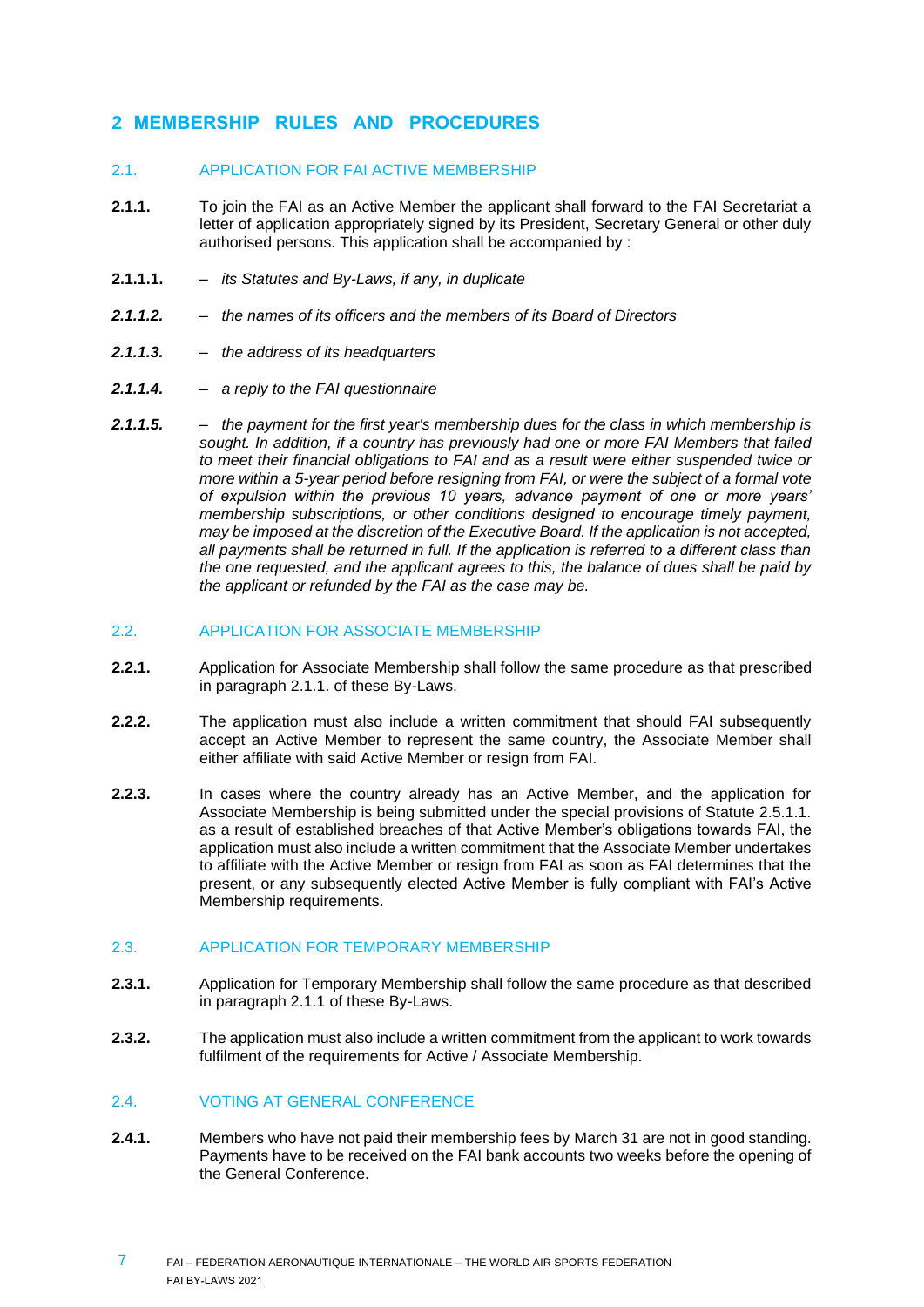## 2 MEMBERSHIP RULES AND PROCEDURES

### 2.1. APPLICATION FOR FAI ACTIVE MEMBERSHIP

**2.1.1.** To join the FAI as an Active Member the applicant shall forward to the FAI Secretariat a letter of application appropriately signed by its President, Secretary General or other duly authorised persons. This application shall be accompanied by :

**2.1.1.1.** – *its Statutes and By-Laws, if any, in duplicate*

***2.1.1.2.*** – *the names of its officers and the members of its Board of Directors*

***2.1.1.3.*** – *the address of its headquarters*

***2.1.1.4.*** – *a reply to the FAI questionnaire*

***2.1.1.5.*** – *the payment for the first year's membership dues for the class in which membership is sought. In addition, if a country has previously had one or more FAI Members that failed to meet their financial obligations to FAI and as a result were either suspended twice or more within a 5-year period before resigning from FAI, or were the subject of a formal vote of expulsion within the previous 10 years, advance payment of one or more years' membership subscriptions, or other conditions designed to encourage timely payment, may be imposed at the discretion of the Executive Board. If the application is not accepted, all payments shall be returned in full. If the application is referred to a different class than the one requested, and the applicant agrees to this, the balance of dues shall be paid by the applicant or refunded by the FAI as the case may be.*

### 2.2. APPLICATION FOR ASSOCIATE MEMBERSHIP

**2.2.1.** Application for Associate Membership shall follow the same procedure as that prescribed in paragraph 2.1.1. of these By-Laws.

**2.2.2.** The application must also include a written commitment that should FAI subsequently accept an Active Member to represent the same country, the Associate Member shall either affiliate with said Active Member or resign from FAI.

**2.2.3.** In cases where the country already has an Active Member, and the application for Associate Membership is being submitted under the special provisions of Statute 2.5.1.1. as a result of established breaches of that Active Member's obligations towards FAI, the application must also include a written commitment that the Associate Member undertakes to affiliate with the Active Member or resign from FAI as soon as FAI determines that the present, or any subsequently elected Active Member is fully compliant with FAI's Active Membership requirements.

### 2.3. APPLICATION FOR TEMPORARY MEMBERSHIP

**2.3.1.** Application for Temporary Membership shall follow the same procedure as that described in paragraph 2.1.1 of these By-Laws.

**2.3.2.** The application must also include a written commitment from the applicant to work towards fulfilment of the requirements for Active / Associate Membership.

### 2.4. VOTING AT GENERAL CONFERENCE

**2.4.1.** Members who have not paid their membership fees by March 31 are not in good standing. Payments have to be received on the FAI bank accounts two weeks before the opening of the General Conference.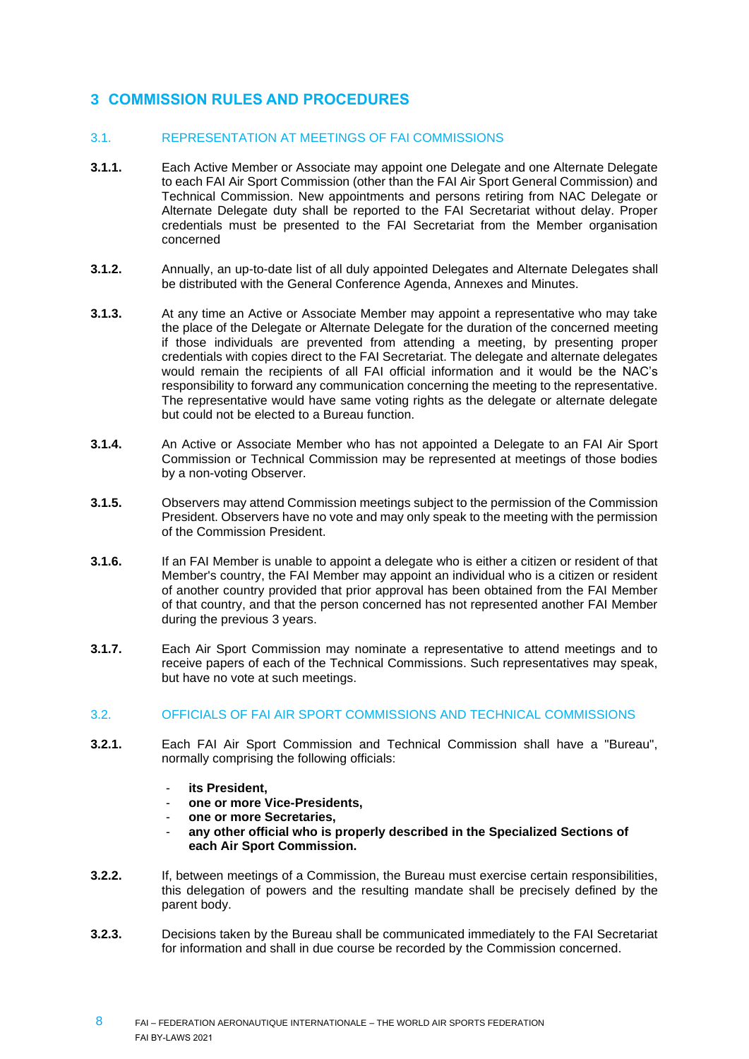# 3 COMMISSION RULES AND PROCEDURES

## 3.1. REPRESENTATION AT MEETINGS OF FAI COMMISSIONS

**3.1.1.** Each Active Member or Associate may appoint one Delegate and one Alternate Delegate to each FAI Air Sport Commission (other than the FAI Air Sport General Commission) and Technical Commission. New appointments and persons retiring from NAC Delegate or Alternate Delegate duty shall be reported to the FAI Secretariat without delay. Proper credentials must be presented to the FAI Secretariat from the Member organisation concerned

**3.1.2.** Annually, an up-to-date list of all duly appointed Delegates and Alternate Delegates shall be distributed with the General Conference Agenda, Annexes and Minutes.

**3.1.3.** At any time an Active or Associate Member may appoint a representative who may take the place of the Delegate or Alternate Delegate for the duration of the concerned meeting if those individuals are prevented from attending a meeting, by presenting proper credentials with copies direct to the FAI Secretariat. The delegate and alternate delegates would remain the recipients of all FAI official information and it would be the NAC's responsibility to forward any communication concerning the meeting to the representative. The representative would have same voting rights as the delegate or alternate delegate but could not be elected to a Bureau function.

**3.1.4.** An Active or Associate Member who has not appointed a Delegate to an FAI Air Sport Commission or Technical Commission may be represented at meetings of those bodies by a non-voting Observer.

**3.1.5.** Observers may attend Commission meetings subject to the permission of the Commission President. Observers have no vote and may only speak to the meeting with the permission of the Commission President.

**3.1.6.** If an FAI Member is unable to appoint a delegate who is either a citizen or resident of that Member's country, the FAI Member may appoint an individual who is a citizen or resident of another country provided that prior approval has been obtained from the FAI Member of that country, and that the person concerned has not represented another FAI Member during the previous 3 years.

**3.1.7.** Each Air Sport Commission may nominate a representative to attend meetings and to receive papers of each of the Technical Commissions. Such representatives may speak, but have no vote at such meetings.

## 3.2. OFFICIALS OF FAI AIR SPORT COMMISSIONS AND TECHNICAL COMMISSIONS

**3.2.1.** Each FAI Air Sport Commission and Technical Commission shall have a "Bureau", normally comprising the following officials:

- **its President,**
- **one or more Vice-Presidents,**
- **one or more Secretaries,**
- **any other official who is properly described in the Specialized Sections of each Air Sport Commission.**

**3.2.2.** If, between meetings of a Commission, the Bureau must exercise certain responsibilities, this delegation of powers and the resulting mandate shall be precisely defined by the parent body.

**3.2.3.** Decisions taken by the Bureau shall be communicated immediately to the FAI Secretariat for information and shall in due course be recorded by the Commission concerned.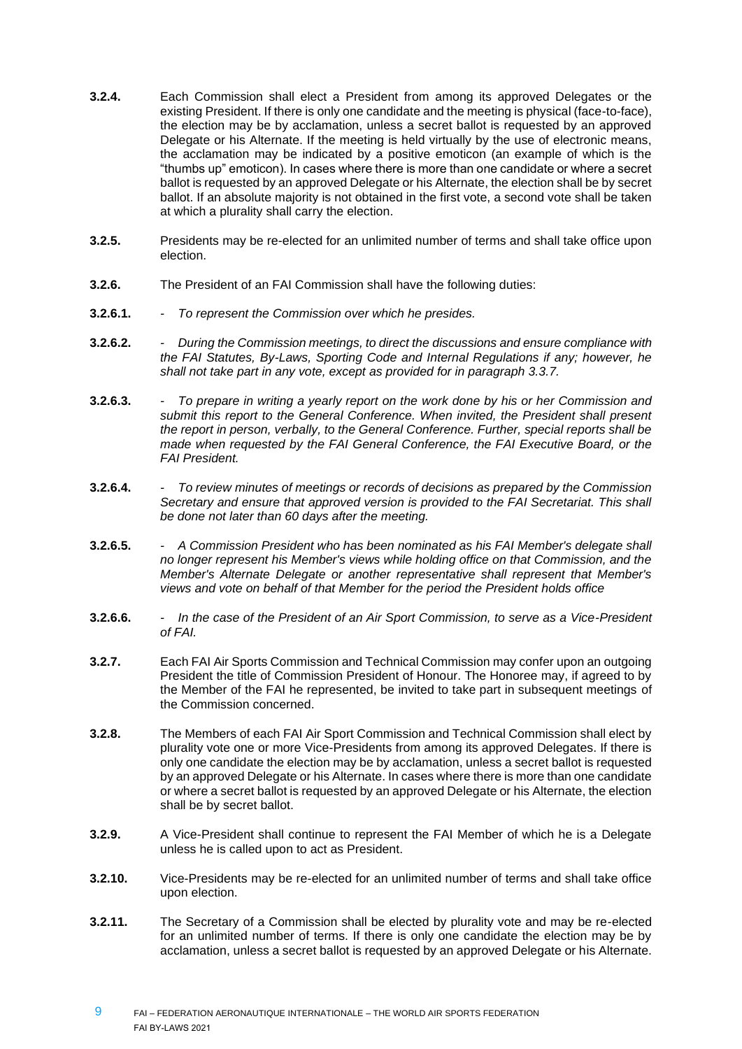**3.2.4.** Each Commission shall elect a President from among its approved Delegates or the existing President. If there is only one candidate and the meeting is physical (face-to-face), the election may be by acclamation, unless a secret ballot is requested by an approved Delegate or his Alternate. If the meeting is held virtually by the use of electronic means, the acclamation may be indicated by a positive emoticon (an example of which is the "thumbs up" emoticon). In cases where there is more than one candidate or where a secret ballot is requested by an approved Delegate or his Alternate, the election shall be by secret ballot. If an absolute majority is not obtained in the first vote, a second vote shall be taken at which a plurality shall carry the election.

**3.2.5.** Presidents may be re-elected for an unlimited number of terms and shall take office upon election.

**3.2.6.** The President of an FAI Commission shall have the following duties:

**3.2.6.1.** - *To represent the Commission over which he presides.*

**3.2.6.2.** - *During the Commission meetings, to direct the discussions and ensure compliance with the FAI Statutes, By-Laws, Sporting Code and Internal Regulations if any; however, he shall not take part in any vote, except as provided for in paragraph 3.3.7.*

**3.2.6.3.** - *To prepare in writing a yearly report on the work done by his or her Commission and submit this report to the General Conference. When invited, the President shall present the report in person, verbally, to the General Conference. Further, special reports shall be made when requested by the FAI General Conference, the FAI Executive Board, or the FAI President.*

**3.2.6.4.** - *To review minutes of meetings or records of decisions as prepared by the Commission Secretary and ensure that approved version is provided to the FAI Secretariat. This shall be done not later than 60 days after the meeting.*

**3.2.6.5.** - *A Commission President who has been nominated as his FAI Member's delegate shall no longer represent his Member's views while holding office on that Commission, and the Member's Alternate Delegate or another representative shall represent that Member's views and vote on behalf of that Member for the period the President holds office*

**3.2.6.6.** - *In the case of the President of an Air Sport Commission, to serve as a Vice-President of FAI.*

**3.2.7.** Each FAI Air Sports Commission and Technical Commission may confer upon an outgoing President the title of Commission President of Honour. The Honoree may, if agreed to by the Member of the FAI he represented, be invited to take part in subsequent meetings of the Commission concerned.

**3.2.8.** The Members of each FAI Air Sport Commission and Technical Commission shall elect by plurality vote one or more Vice-Presidents from among its approved Delegates. If there is only one candidate the election may be by acclamation, unless a secret ballot is requested by an approved Delegate or his Alternate. In cases where there is more than one candidate or where a secret ballot is requested by an approved Delegate or his Alternate, the election shall be by secret ballot.

**3.2.9.** A Vice-President shall continue to represent the FAI Member of which he is a Delegate unless he is called upon to act as President.

**3.2.10.** Vice-Presidents may be re-elected for an unlimited number of terms and shall take office upon election.

**3.2.11.** The Secretary of a Commission shall be elected by plurality vote and may be re-elected for an unlimited number of terms. If there is only one candidate the election may be by acclamation, unless a secret ballot is requested by an approved Delegate or his Alternate.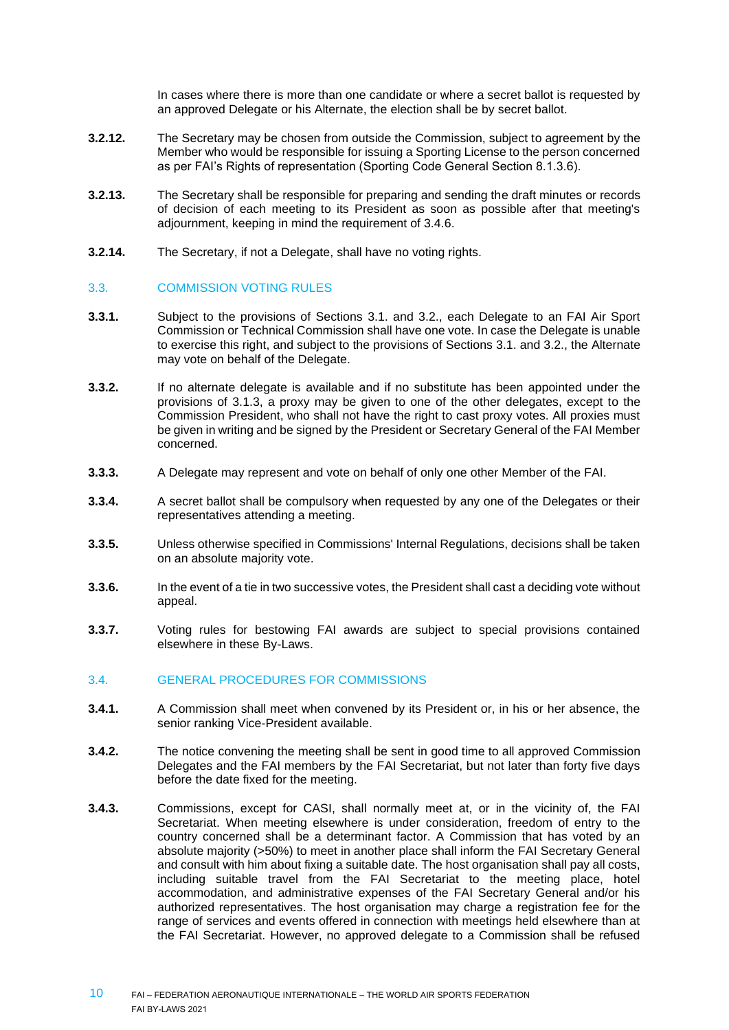In cases where there is more than one candidate or where a secret ballot is requested by an approved Delegate or his Alternate, the election shall be by secret ballot.

**3.2.12.** The Secretary may be chosen from outside the Commission, subject to agreement by the Member who would be responsible for issuing a Sporting License to the person concerned as per FAI's Rights of representation (Sporting Code General Section 8.1.3.6).

**3.2.13.** The Secretary shall be responsible for preparing and sending the draft minutes or records of decision of each meeting to its President as soon as possible after that meeting's adjournment, keeping in mind the requirement of 3.4.6.

**3.2.14.** The Secretary, if not a Delegate, shall have no voting rights.

## 3.3. COMMISSION VOTING RULES

**3.3.1.** Subject to the provisions of Sections 3.1. and 3.2., each Delegate to an FAI Air Sport Commission or Technical Commission shall have one vote. In case the Delegate is unable to exercise this right, and subject to the provisions of Sections 3.1. and 3.2., the Alternate may vote on behalf of the Delegate.

**3.3.2.** If no alternate delegate is available and if no substitute has been appointed under the provisions of 3.1.3, a proxy may be given to one of the other delegates, except to the Commission President, who shall not have the right to cast proxy votes. All proxies must be given in writing and be signed by the President or Secretary General of the FAI Member concerned.

**3.3.3.** A Delegate may represent and vote on behalf of only one other Member of the FAI.

**3.3.4.** A secret ballot shall be compulsory when requested by any one of the Delegates or their representatives attending a meeting.

**3.3.5.** Unless otherwise specified in Commissions' Internal Regulations, decisions shall be taken on an absolute majority vote.

**3.3.6.** In the event of a tie in two successive votes, the President shall cast a deciding vote without appeal.

**3.3.7.** Voting rules for bestowing FAI awards are subject to special provisions contained elsewhere in these By-Laws.

## 3.4. GENERAL PROCEDURES FOR COMMISSIONS

**3.4.1.** A Commission shall meet when convened by its President or, in his or her absence, the senior ranking Vice-President available.

**3.4.2.** The notice convening the meeting shall be sent in good time to all approved Commission Delegates and the FAI members by the FAI Secretariat, but not later than forty five days before the date fixed for the meeting.

**3.4.3.** Commissions, except for CASI, shall normally meet at, or in the vicinity of, the FAI Secretariat. When meeting elsewhere is under consideration, freedom of entry to the country concerned shall be a determinant factor. A Commission that has voted by an absolute majority (>50%) to meet in another place shall inform the FAI Secretary General and consult with him about fixing a suitable date. The host organisation shall pay all costs, including suitable travel from the FAI Secretariat to the meeting place, hotel accommodation, and administrative expenses of the FAI Secretary General and/or his authorized representatives. The host organisation may charge a registration fee for the range of services and events offered in connection with meetings held elsewhere than at the FAI Secretariat. However, no approved delegate to a Commission shall be refused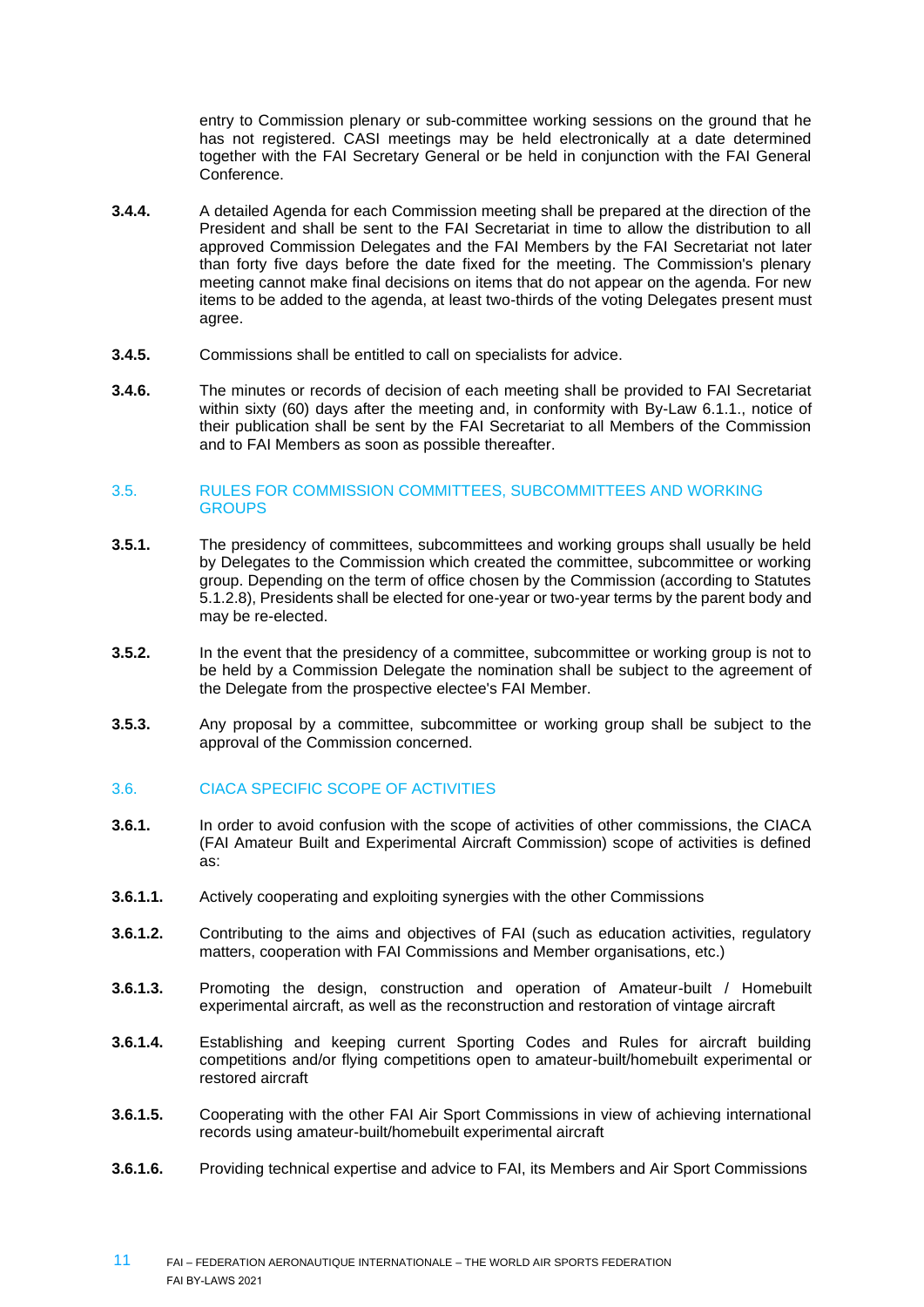entry to Commission plenary or sub-committee working sessions on the ground that he has not registered. CASI meetings may be held electronically at a date determined together with the FAI Secretary General or be held in conjunction with the FAI General Conference.

**3.4.4.** A detailed Agenda for each Commission meeting shall be prepared at the direction of the President and shall be sent to the FAI Secretariat in time to allow the distribution to all approved Commission Delegates and the FAI Members by the FAI Secretariat not later than forty five days before the date fixed for the meeting. The Commission's plenary meeting cannot make final decisions on items that do not appear on the agenda. For new items to be added to the agenda, at least two-thirds of the voting Delegates present must agree.

**3.4.5.** Commissions shall be entitled to call on specialists for advice.

**3.4.6.** The minutes or records of decision of each meeting shall be provided to FAI Secretariat within sixty (60) days after the meeting and, in conformity with By-Law 6.1.1., notice of their publication shall be sent by the FAI Secretariat to all Members of the Commission and to FAI Members as soon as possible thereafter.

## 3.5. RULES FOR COMMISSION COMMITTEES, SUBCOMMITTEES AND WORKING GROUPS

**3.5.1.** The presidency of committees, subcommittees and working groups shall usually be held by Delegates to the Commission which created the committee, subcommittee or working group. Depending on the term of office chosen by the Commission (according to Statutes 5.1.2.8), Presidents shall be elected for one-year or two-year terms by the parent body and may be re-elected.

**3.5.2.** In the event that the presidency of a committee, subcommittee or working group is not to be held by a Commission Delegate the nomination shall be subject to the agreement of the Delegate from the prospective electee's FAI Member.

**3.5.3.** Any proposal by a committee, subcommittee or working group shall be subject to the approval of the Commission concerned.

## 3.6. CIACA SPECIFIC SCOPE OF ACTIVITIES

**3.6.1.** In order to avoid confusion with the scope of activities of other commissions, the CIACA (FAI Amateur Built and Experimental Aircraft Commission) scope of activities is defined as:

**3.6.1.1.** Actively cooperating and exploiting synergies with the other Commissions

**3.6.1.2.** Contributing to the aims and objectives of FAI (such as education activities, regulatory matters, cooperation with FAI Commissions and Member organisations, etc.)

**3.6.1.3.** Promoting the design, construction and operation of Amateur-built / Homebuilt experimental aircraft, as well as the reconstruction and restoration of vintage aircraft

**3.6.1.4.** Establishing and keeping current Sporting Codes and Rules for aircraft building competitions and/or flying competitions open to amateur-built/homebuilt experimental or restored aircraft

**3.6.1.5.** Cooperating with the other FAI Air Sport Commissions in view of achieving international records using amateur-built/homebuilt experimental aircraft

**3.6.1.6.** Providing technical expertise and advice to FAI, its Members and Air Sport Commissions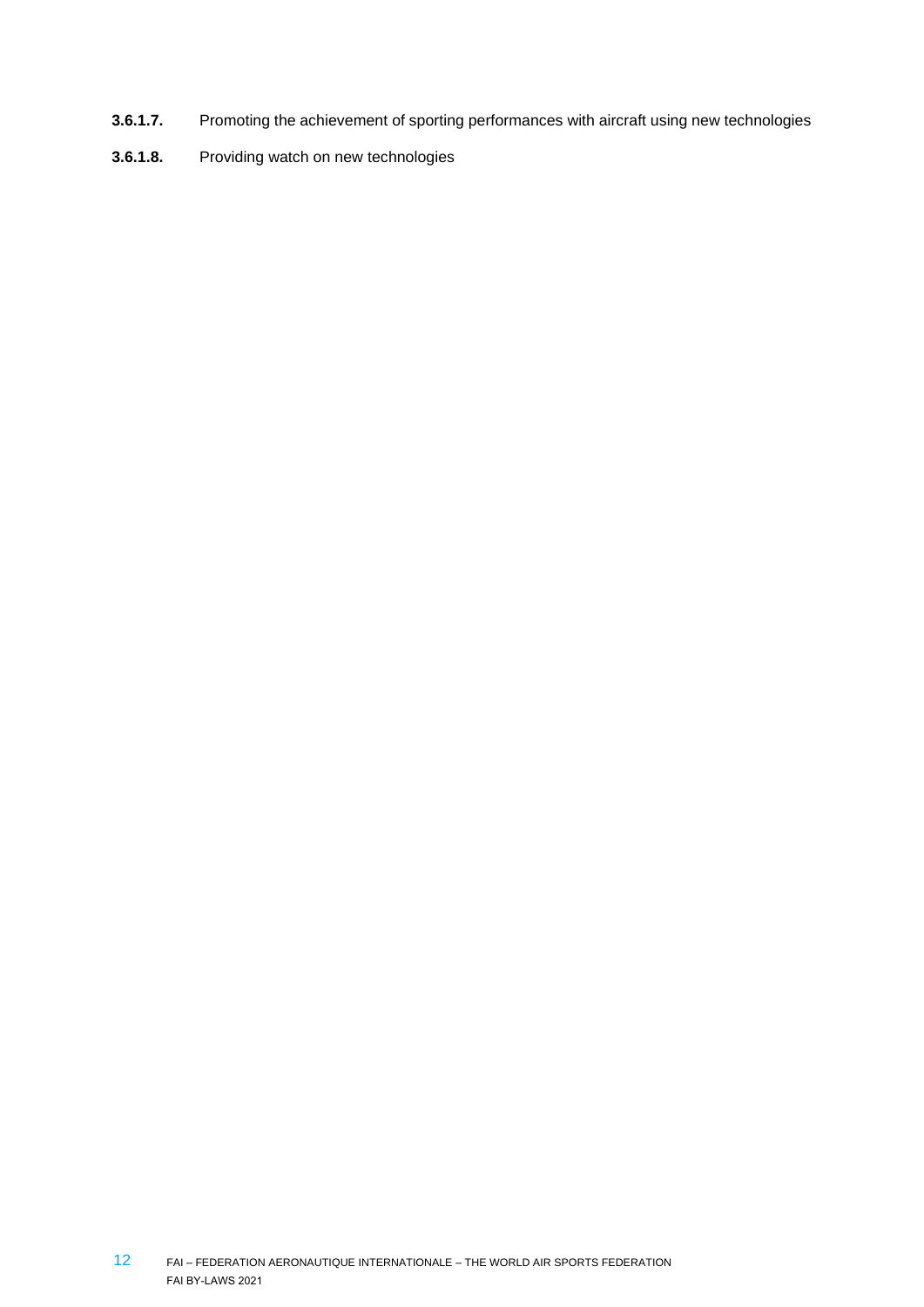**3.6.1.7.** Promoting the achievement of sporting performances with aircraft using new technologies

**3.6.1.8.** Providing watch on new technologies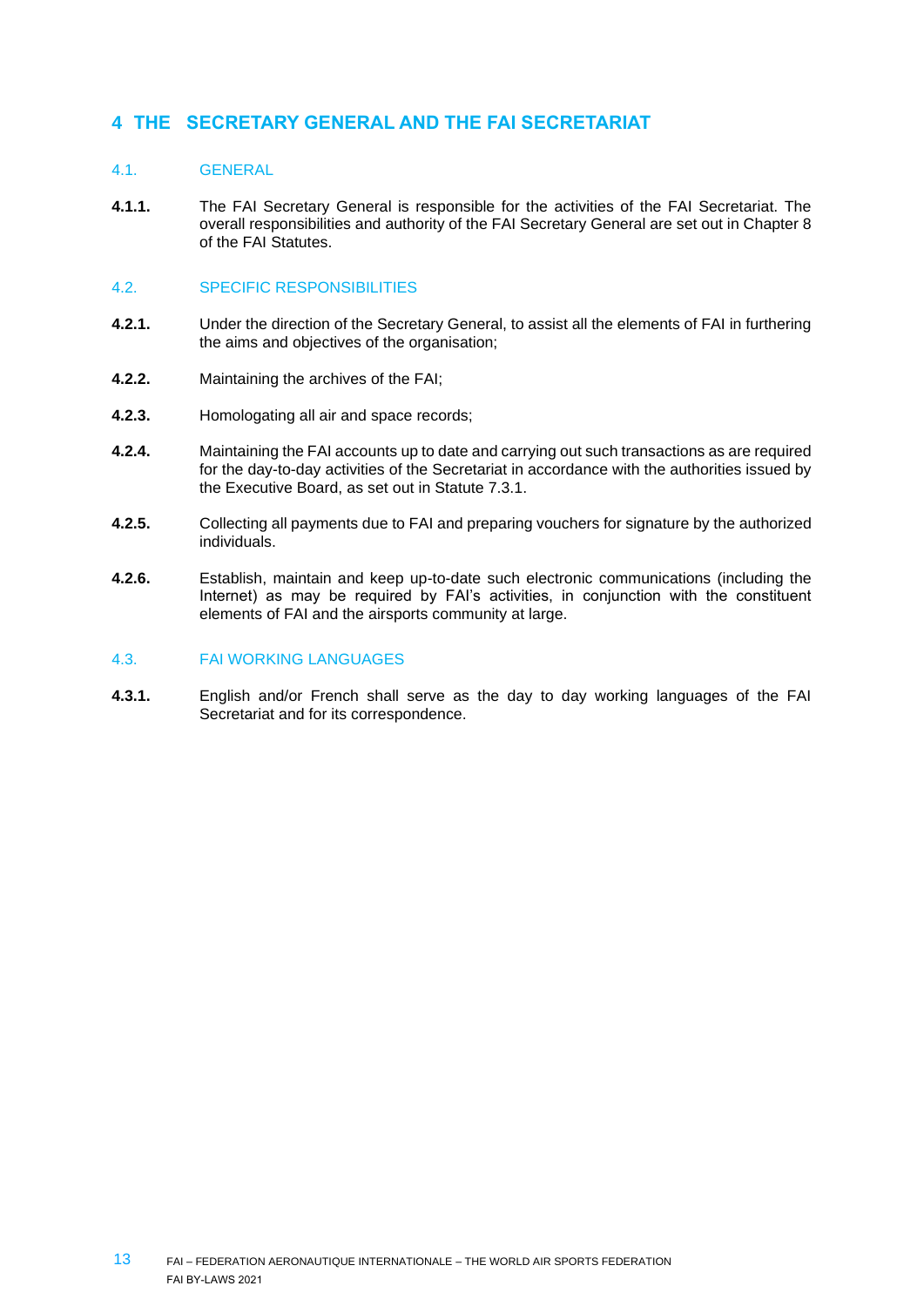# 4 THE SECRETARY GENERAL AND THE FAI SECRETARIAT

## 4.1. GENERAL

**4.1.1.** The FAI Secretary General is responsible for the activities of the FAI Secretariat. The overall responsibilities and authority of the FAI Secretary General are set out in Chapter 8 of the FAI Statutes.

## 4.2. SPECIFIC RESPONSIBILITIES

**4.2.1.** Under the direction of the Secretary General, to assist all the elements of FAI in furthering the aims and objectives of the organisation;

**4.2.2.** Maintaining the archives of the FAI;

**4.2.3.** Homologating all air and space records;

**4.2.4.** Maintaining the FAI accounts up to date and carrying out such transactions as are required for the day-to-day activities of the Secretariat in accordance with the authorities issued by the Executive Board, as set out in Statute 7.3.1.

**4.2.5.** Collecting all payments due to FAI and preparing vouchers for signature by the authorized individuals.

**4.2.6.** Establish, maintain and keep up-to-date such electronic communications (including the Internet) as may be required by FAI's activities, in conjunction with the constituent elements of FAI and the airsports community at large.

## 4.3. FAI WORKING LANGUAGES

**4.3.1.** English and/or French shall serve as the day to day working languages of the FAI Secretariat and for its correspondence.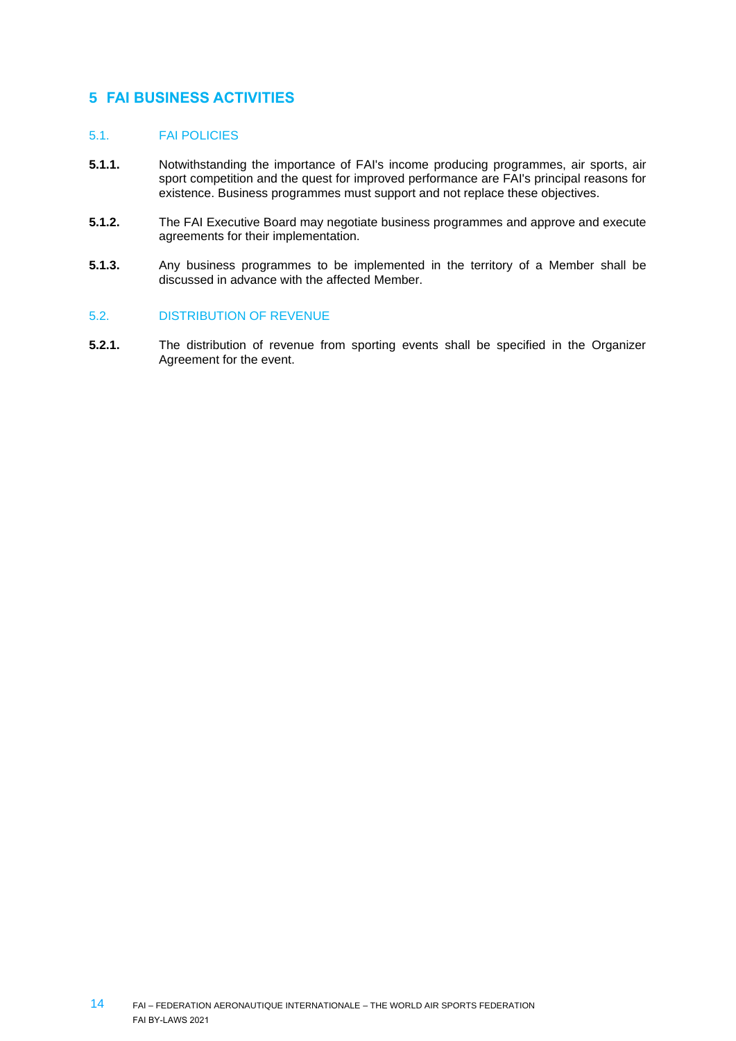# 5 FAI BUSINESS ACTIVITIES

## 5.1. FAI POLICIES

**5.1.1.** Notwithstanding the importance of FAI's income producing programmes, air sports, air sport competition and the quest for improved performance are FAI's principal reasons for existence. Business programmes must support and not replace these objectives.

**5.1.2.** The FAI Executive Board may negotiate business programmes and approve and execute agreements for their implementation.

**5.1.3.** Any business programmes to be implemented in the territory of a Member shall be discussed in advance with the affected Member.

## 5.2. DISTRIBUTION OF REVENUE

**5.2.1.** The distribution of revenue from sporting events shall be specified in the Organizer Agreement for the event.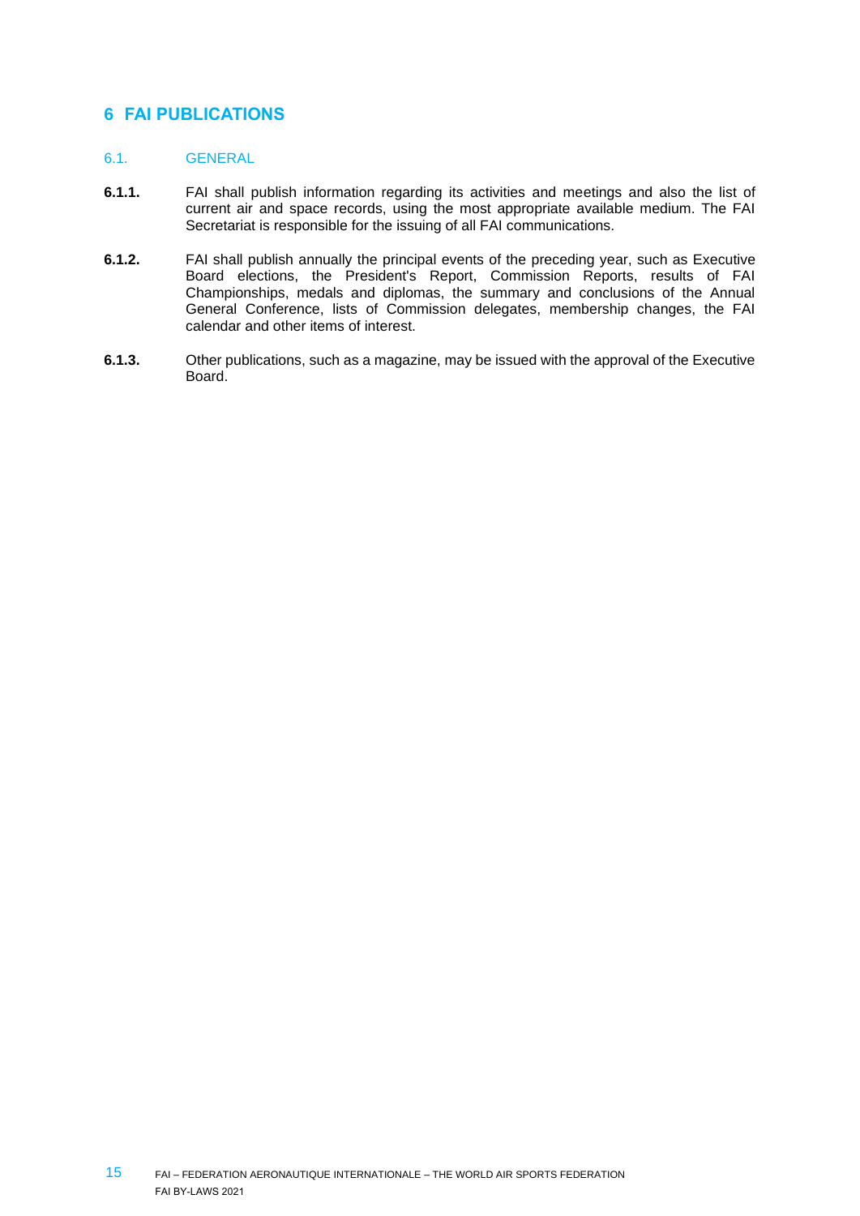# 6 FAI PUBLICATIONS

## 6.1. GENERAL

**6.1.1.** FAI shall publish information regarding its activities and meetings and also the list of current air and space records, using the most appropriate available medium. The FAI Secretariat is responsible for the issuing of all FAI communications.

**6.1.2.** FAI shall publish annually the principal events of the preceding year, such as Executive Board elections, the President's Report, Commission Reports, results of FAI Championships, medals and diplomas, the summary and conclusions of the Annual General Conference, lists of Commission delegates, membership changes, the FAI calendar and other items of interest.

**6.1.3.** Other publications, such as a magazine, may be issued with the approval of the Executive Board.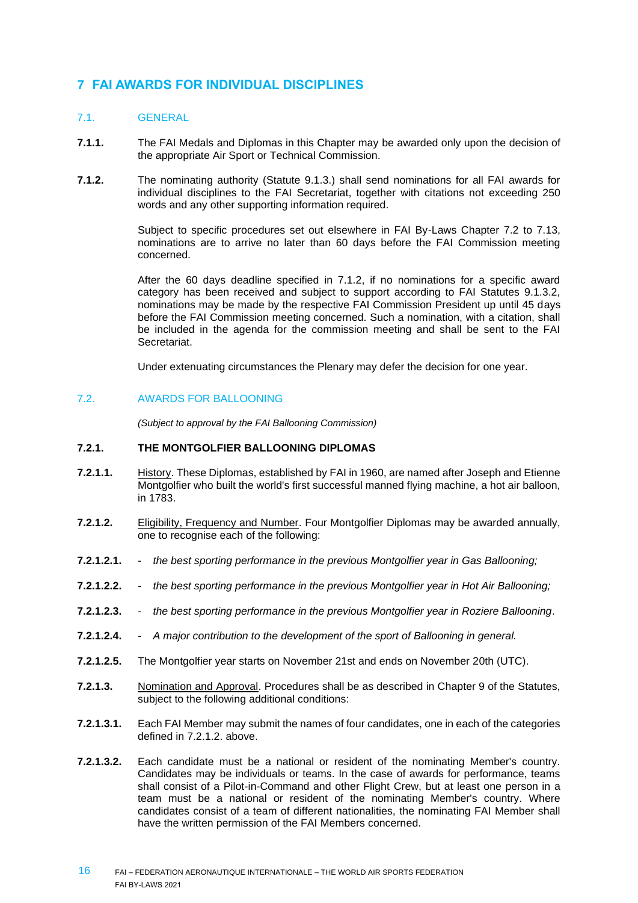# 7 FAI AWARDS FOR INDIVIDUAL DISCIPLINES

## 7.1. GENERAL

**7.1.1.** The FAI Medals and Diplomas in this Chapter may be awarded only upon the decision of the appropriate Air Sport or Technical Commission.

**7.1.2.** The nominating authority (Statute 9.1.3.) shall send nominations for all FAI awards for individual disciplines to the FAI Secretariat, together with citations not exceeding 250 words and any other supporting information required.

Subject to specific procedures set out elsewhere in FAI By-Laws Chapter 7.2 to 7.13, nominations are to arrive no later than 60 days before the FAI Commission meeting concerned.

After the 60 days deadline specified in 7.1.2, if no nominations for a specific award category has been received and subject to support according to FAI Statutes 9.1.3.2, nominations may be made by the respective FAI Commission President up until 45 days before the FAI Commission meeting concerned. Such a nomination, with a citation, shall be included in the agenda for the commission meeting and shall be sent to the FAI Secretariat.

Under extenuating circumstances the Plenary may defer the decision for one year.

## 7.2. AWARDS FOR BALLOONING

*(Subject to approval by the FAI Ballooning Commission)*

### 7.2.1. THE MONTGOLFIER BALLOONING DIPLOMAS

**7.2.1.1.** History. These Diplomas, established by FAI in 1960, are named after Joseph and Etienne Montgolfier who built the world's first successful manned flying machine, a hot air balloon, in 1783.

**7.2.1.2.** Eligibility, Frequency and Number. Four Montgolfier Diplomas may be awarded annually, one to recognise each of the following:

**7.2.1.2.1.** - *the best sporting performance in the previous Montgolfier year in Gas Ballooning;*

**7.2.1.2.2.** - *the best sporting performance in the previous Montgolfier year in Hot Air Ballooning;*

**7.2.1.2.3.** - *the best sporting performance in the previous Montgolfier year in Roziere Ballooning*.

**7.2.1.2.4.** - *A major contribution to the development of the sport of Ballooning in general.*

**7.2.1.2.5.** The Montgolfier year starts on November 21st and ends on November 20th (UTC).

**7.2.1.3.** Nomination and Approval. Procedures shall be as described in Chapter 9 of the Statutes, subject to the following additional conditions:

**7.2.1.3.1.** Each FAI Member may submit the names of four candidates, one in each of the categories defined in 7.2.1.2. above.

**7.2.1.3.2.** Each candidate must be a national or resident of the nominating Member's country. Candidates may be individuals or teams. In the case of awards for performance, teams shall consist of a Pilot-in-Command and other Flight Crew, but at least one person in a team must be a national or resident of the nominating Member's country. Where candidates consist of a team of different nationalities, the nominating FAI Member shall have the written permission of the FAI Members concerned.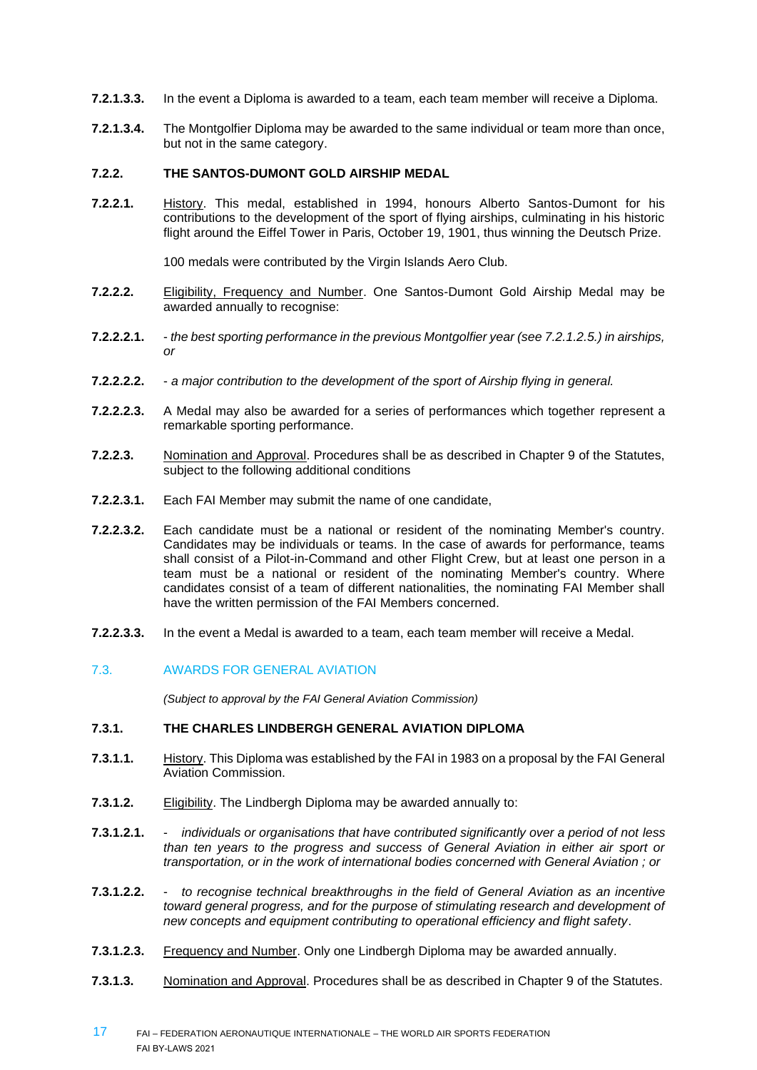**7.2.1.3.3.** In the event a Diploma is awarded to a team, each team member will receive a Diploma.

**7.2.1.3.4.** The Montgolfier Diploma may be awarded to the same individual or team more than once, but not in the same category.

### 7.2.2. THE SANTOS-DUMONT GOLD AIRSHIP MEDAL

**7.2.2.1.** History. This medal, established in 1994, honours Alberto Santos-Dumont for his contributions to the development of the sport of flying airships, culminating in his historic flight around the Eiffel Tower in Paris, October 19, 1901, thus winning the Deutsch Prize.

100 medals were contributed by the Virgin Islands Aero Club.

**7.2.2.2.** Eligibility, Frequency and Number. One Santos-Dumont Gold Airship Medal may be awarded annually to recognise:

**7.2.2.2.1.** - *the best sporting performance in the previous Montgolfier year (see 7.2.1.2.5.) in airships, or*

**7.2.2.2.2.** - *a major contribution to the development of the sport of Airship flying in general.*

**7.2.2.2.3.** A Medal may also be awarded for a series of performances which together represent a remarkable sporting performance.

**7.2.2.3.** Nomination and Approval. Procedures shall be as described in Chapter 9 of the Statutes, subject to the following additional conditions

**7.2.2.3.1.** Each FAI Member may submit the name of one candidate,

**7.2.2.3.2.** Each candidate must be a national or resident of the nominating Member's country. Candidates may be individuals or teams. In the case of awards for performance, teams shall consist of a Pilot-in-Command and other Flight Crew, but at least one person in a team must be a national or resident of the nominating Member's country. Where candidates consist of a team of different nationalities, the nominating FAI Member shall have the written permission of the FAI Members concerned.

**7.2.2.3.3.** In the event a Medal is awarded to a team, each team member will receive a Medal.

## 7.3. AWARDS FOR GENERAL AVIATION

*(Subject to approval by the FAI General Aviation Commission)*

### 7.3.1. THE CHARLES LINDBERGH GENERAL AVIATION DIPLOMA

**7.3.1.1.** History. This Diploma was established by the FAI in 1983 on a proposal by the FAI General Aviation Commission.

**7.3.1.2.** Eligibility. The Lindbergh Diploma may be awarded annually to:

**7.3.1.2.1.** - *individuals or organisations that have contributed significantly over a period of not less than ten years to the progress and success of General Aviation in either air sport or transportation, or in the work of international bodies concerned with General Aviation ; or*

**7.3.1.2.2.** - *to recognise technical breakthroughs in the field of General Aviation as an incentive toward general progress, and for the purpose of stimulating research and development of new concepts and equipment contributing to operational efficiency and flight safety*.

**7.3.1.2.3.** Frequency and Number. Only one Lindbergh Diploma may be awarded annually.

**7.3.1.3.** Nomination and Approval. Procedures shall be as described in Chapter 9 of the Statutes.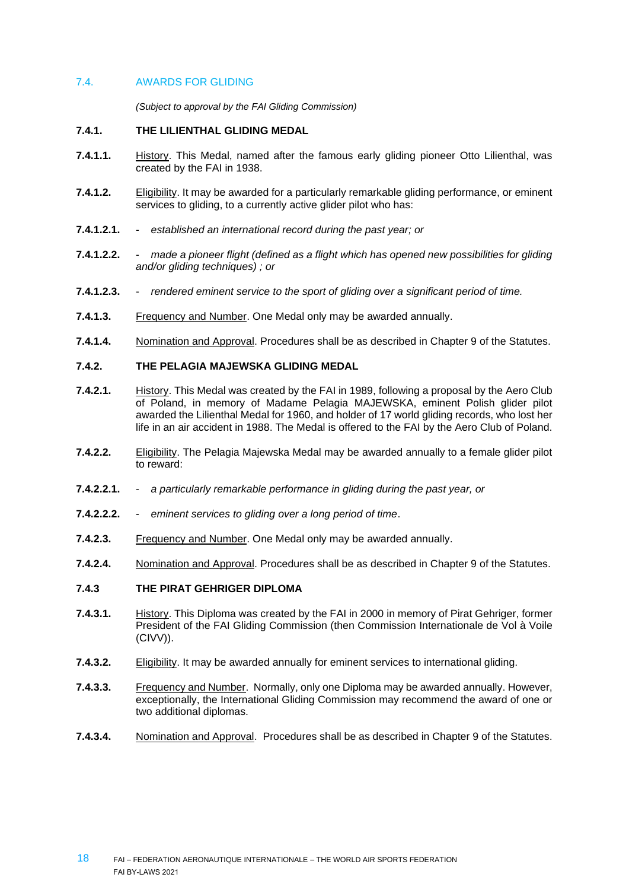## 7.4. AWARDS FOR GLIDING

*(Subject to approval by the FAI Gliding Commission)*

### 7.4.1. THE LILIENTHAL GLIDING MEDAL

**7.4.1.1.** History. This Medal, named after the famous early gliding pioneer Otto Lilienthal, was created by the FAI in 1938.

**7.4.1.2.** Eligibility. It may be awarded for a particularly remarkable gliding performance, or eminent services to gliding, to a currently active glider pilot who has:

**7.4.1.2.1.** - *established an international record during the past year; or*

**7.4.1.2.2.** - *made a pioneer flight (defined as a flight which has opened new possibilities for gliding and/or gliding techniques) ; or*

**7.4.1.2.3.** - *rendered eminent service to the sport of gliding over a significant period of time.*

**7.4.1.3.** Frequency and Number. One Medal only may be awarded annually.

**7.4.1.4.** Nomination and Approval. Procedures shall be as described in Chapter 9 of the Statutes.

### 7.4.2. THE PELAGIA MAJEWSKA GLIDING MEDAL

**7.4.2.1.** History. This Medal was created by the FAI in 1989, following a proposal by the Aero Club of Poland, in memory of Madame Pelagia MAJEWSKA, eminent Polish glider pilot awarded the Lilienthal Medal for 1960, and holder of 17 world gliding records, who lost her life in an air accident in 1988. The Medal is offered to the FAI by the Aero Club of Poland.

**7.4.2.2.** Eligibility. The Pelagia Majewska Medal may be awarded annually to a female glider pilot to reward:

**7.4.2.2.1.** - *a particularly remarkable performance in gliding during the past year, or*

**7.4.2.2.2.** - *eminent services to gliding over a long period of time*.

**7.4.2.3.** Frequency and Number. One Medal only may be awarded annually.

**7.4.2.4.** Nomination and Approval. Procedures shall be as described in Chapter 9 of the Statutes.

### 7.4.3 THE PIRAT GEHRIGER DIPLOMA

**7.4.3.1.** History. This Diploma was created by the FAI in 2000 in memory of Pirat Gehriger, former President of the FAI Gliding Commission (then Commission Internationale de Vol à Voile (CIVV)).

**7.4.3.2.** Eligibility. It may be awarded annually for eminent services to international gliding.

**7.4.3.3.** Frequency and Number. Normally, only one Diploma may be awarded annually. However, exceptionally, the International Gliding Commission may recommend the award of one or two additional diplomas.

**7.4.3.4.** Nomination and Approval. Procedures shall be as described in Chapter 9 of the Statutes.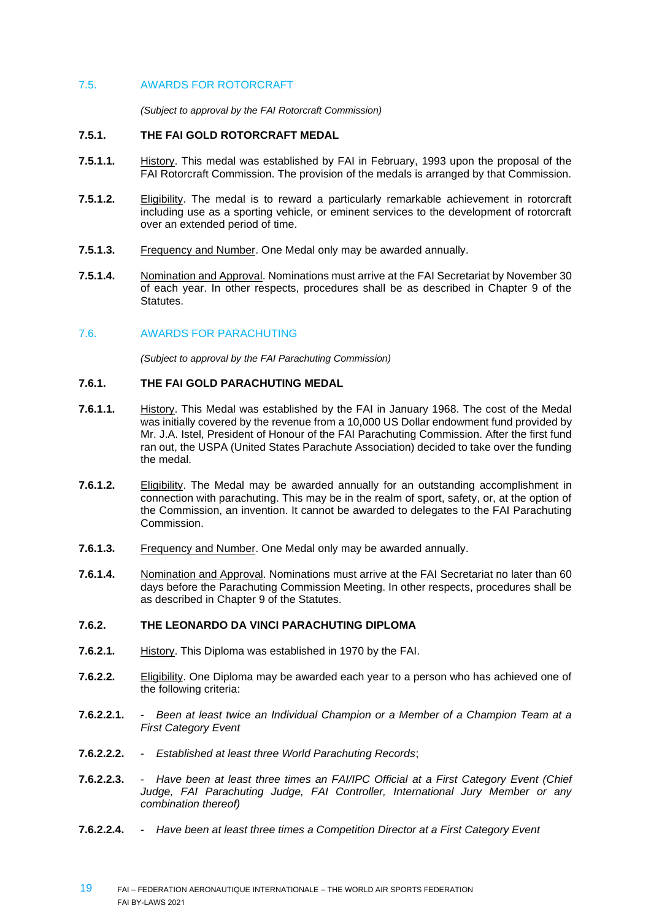## 7.5. AWARDS FOR ROTORCRAFT

*(Subject to approval by the FAI Rotorcraft Commission)*

### 7.5.1. THE FAI GOLD ROTORCRAFT MEDAL

**7.5.1.1.** History. This medal was established by FAI in February, 1993 upon the proposal of the FAI Rotorcraft Commission. The provision of the medals is arranged by that Commission.

**7.5.1.2.** Eligibility. The medal is to reward a particularly remarkable achievement in rotorcraft including use as a sporting vehicle, or eminent services to the development of rotorcraft over an extended period of time.

**7.5.1.3.** Frequency and Number. One Medal only may be awarded annually.

**7.5.1.4.** Nomination and Approval. Nominations must arrive at the FAI Secretariat by November 30 of each year. In other respects, procedures shall be as described in Chapter 9 of the Statutes.

## 7.6. AWARDS FOR PARACHUTING

*(Subject to approval by the FAI Parachuting Commission)*

### 7.6.1. THE FAI GOLD PARACHUTING MEDAL

**7.6.1.1.** History. This Medal was established by the FAI in January 1968. The cost of the Medal was initially covered by the revenue from a 10,000 US Dollar endowment fund provided by Mr. J.A. Istel, President of Honour of the FAI Parachuting Commission. After the first fund ran out, the USPA (United States Parachute Association) decided to take over the funding the medal.

**7.6.1.2.** Eligibility. The Medal may be awarded annually for an outstanding accomplishment in connection with parachuting. This may be in the realm of sport, safety, or, at the option of the Commission, an invention. It cannot be awarded to delegates to the FAI Parachuting Commission.

**7.6.1.3.** Frequency and Number. One Medal only may be awarded annually.

**7.6.1.4.** Nomination and Approval. Nominations must arrive at the FAI Secretariat no later than 60 days before the Parachuting Commission Meeting. In other respects, procedures shall be as described in Chapter 9 of the Statutes.

### 7.6.2. THE LEONARDO DA VINCI PARACHUTING DIPLOMA

**7.6.2.1.** History. This Diploma was established in 1970 by the FAI.

**7.6.2.2.** Eligibility. One Diploma may be awarded each year to a person who has achieved one of the following criteria:

**7.6.2.2.1.** - *Been at least twice an Individual Champion or a Member of a Champion Team at a First Category Event*

**7.6.2.2.2.** - *Established at least three World Parachuting Records*;

**7.6.2.2.3.** - *Have been at least three times an FAI/IPC Official at a First Category Event (Chief Judge, FAI Parachuting Judge, FAI Controller, International Jury Member or any combination thereof)*

**7.6.2.2.4.** - *Have been at least three times a Competition Director at a First Category Event*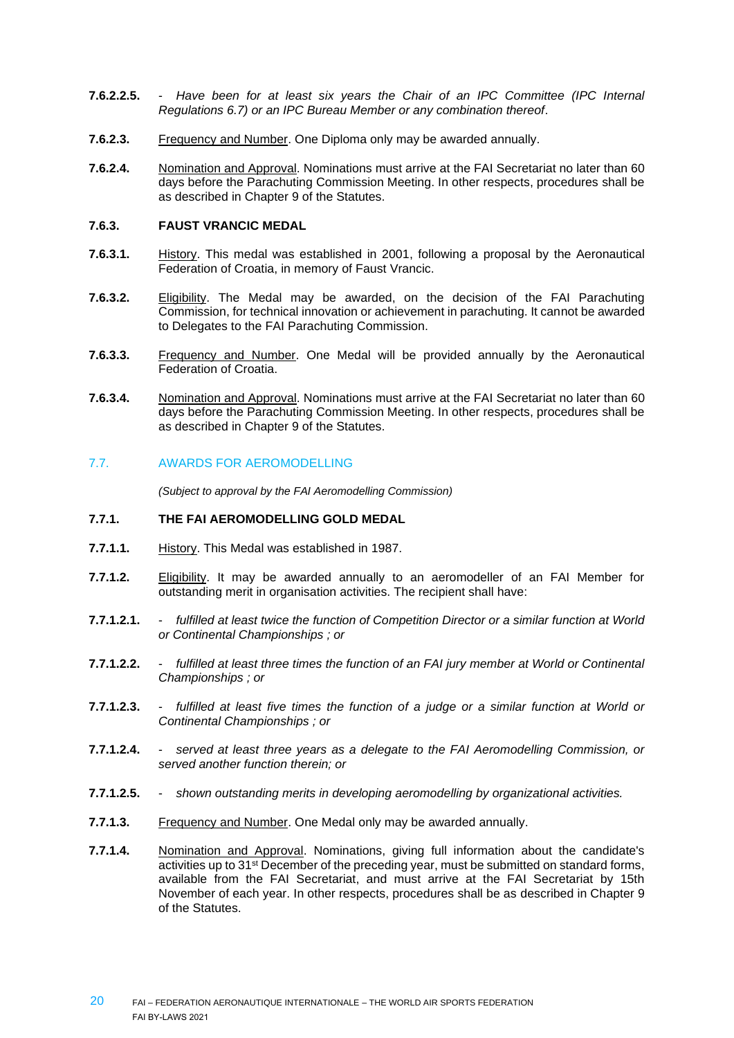**7.6.2.2.5.** - *Have been for at least six years the Chair of an IPC Committee (IPC Internal Regulations 6.7) or an IPC Bureau Member or any combination thereof*.

**7.6.2.3.** Frequency and Number. One Diploma only may be awarded annually.

**7.6.2.4.** Nomination and Approval. Nominations must arrive at the FAI Secretariat no later than 60 days before the Parachuting Commission Meeting. In other respects, procedures shall be as described in Chapter 9 of the Statutes.

#### 7.6.3. FAUST VRANCIC MEDAL

**7.6.3.1.** History. This medal was established in 2001, following a proposal by the Aeronautical Federation of Croatia, in memory of Faust Vrancic.

**7.6.3.2.** Eligibility. The Medal may be awarded, on the decision of the FAI Parachuting Commission, for technical innovation or achievement in parachuting. It cannot be awarded to Delegates to the FAI Parachuting Commission.

**7.6.3.3.** Frequency and Number. One Medal will be provided annually by the Aeronautical Federation of Croatia.

**7.6.3.4.** Nomination and Approval. Nominations must arrive at the FAI Secretariat no later than 60 days before the Parachuting Commission Meeting. In other respects, procedures shall be as described in Chapter 9 of the Statutes.

### 7.7. AWARDS FOR AEROMODELLING

*(Subject to approval by the FAI Aeromodelling Commission)*

#### 7.7.1. THE FAI AEROMODELLING GOLD MEDAL

**7.7.1.1.** History. This Medal was established in 1987.

**7.7.1.2.** Eligibility. It may be awarded annually to an aeromodeller of an FAI Member for outstanding merit in organisation activities. The recipient shall have:

**7.7.1.2.1.** - *fulfilled at least twice the function of Competition Director or a similar function at World or Continental Championships ; or*

**7.7.1.2.2.** - *fulfilled at least three times the function of an FAI jury member at World or Continental Championships ; or*

**7.7.1.2.3.** - *fulfilled at least five times the function of a judge or a similar function at World or Continental Championships ; or*

**7.7.1.2.4.** - *served at least three years as a delegate to the FAI Aeromodelling Commission, or served another function therein; or*

**7.7.1.2.5.** - *shown outstanding merits in developing aeromodelling by organizational activities.*

**7.7.1.3.** Frequency and Number. One Medal only may be awarded annually.

**7.7.1.4.** Nomination and Approval. Nominations, giving full information about the candidate's activities up to 31st December of the preceding year, must be submitted on standard forms, available from the FAI Secretariat, and must arrive at the FAI Secretariat by 15th November of each year. In other respects, procedures shall be as described in Chapter 9 of the Statutes.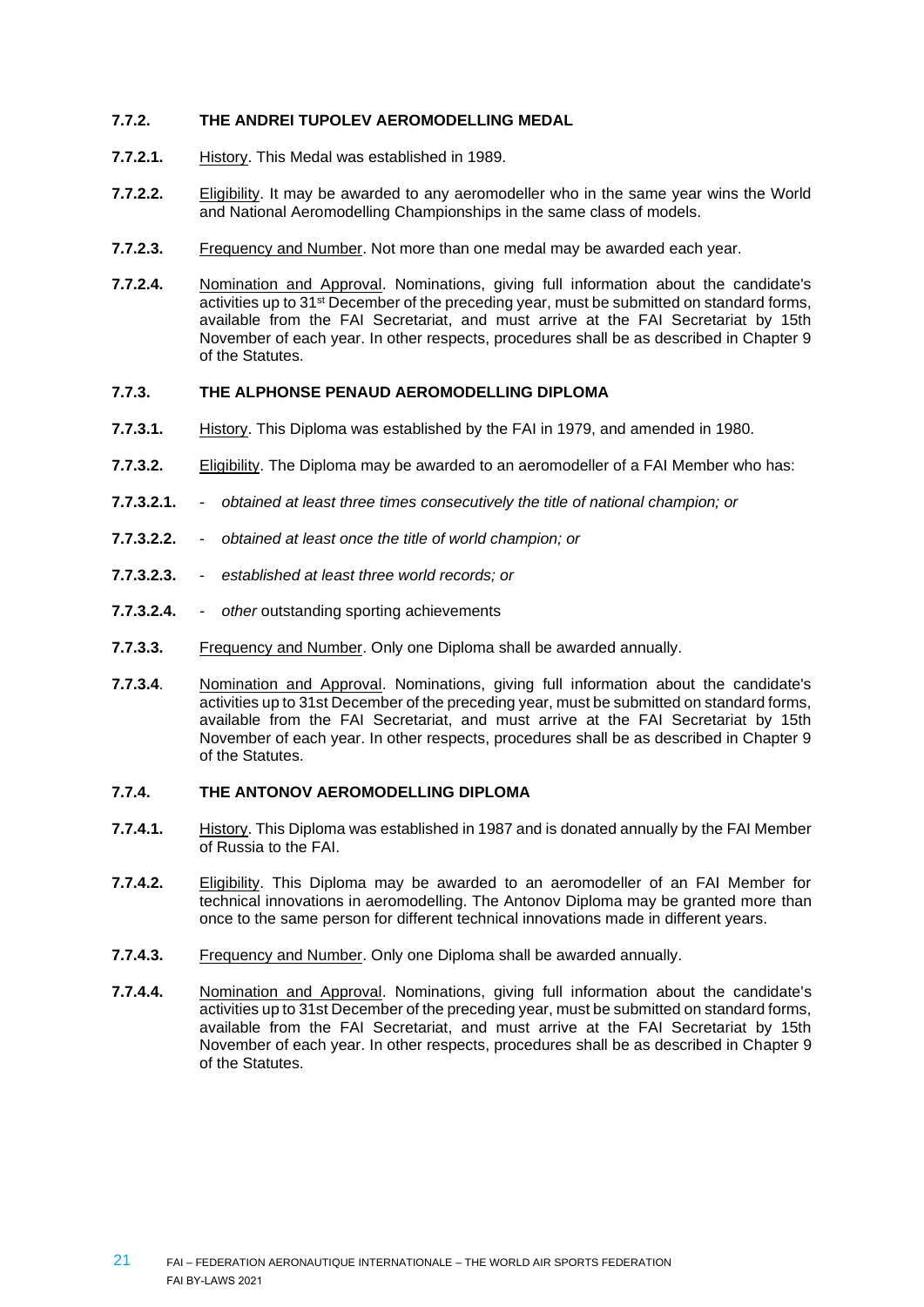### 7.7.2. THE ANDREI TUPOLEV AEROMODELLING MEDAL

**7.7.2.1.** History. This Medal was established in 1989.

**7.7.2.2.** Eligibility. It may be awarded to any aeromodeller who in the same year wins the World and National Aeromodelling Championships in the same class of models.

**7.7.2.3.** Frequency and Number. Not more than one medal may be awarded each year.

**7.7.2.4.** Nomination and Approval. Nominations, giving full information about the candidate's activities up to 31st December of the preceding year, must be submitted on standard forms, available from the FAI Secretariat, and must arrive at the FAI Secretariat by 15th November of each year. In other respects, procedures shall be as described in Chapter 9 of the Statutes.

### 7.7.3. THE ALPHONSE PENAUD AEROMODELLING DIPLOMA

**7.7.3.1.** History. This Diploma was established by the FAI in 1979, and amended in 1980.

**7.7.3.2.** Eligibility. The Diploma may be awarded to an aeromodeller of a FAI Member who has:

**7.7.3.2.1.** - *obtained at least three times consecutively the title of national champion; or*

**7.7.3.2.2.** - *obtained at least once the title of world champion; or*

**7.7.3.2.3.** - *established at least three world records; or*

**7.7.3.2.4.** - *other* outstanding sporting achievements

**7.7.3.3.** Frequency and Number. Only one Diploma shall be awarded annually.

**7.7.3.4**. Nomination and Approval. Nominations, giving full information about the candidate's activities up to 31st December of the preceding year, must be submitted on standard forms, available from the FAI Secretariat, and must arrive at the FAI Secretariat by 15th November of each year. In other respects, procedures shall be as described in Chapter 9 of the Statutes.

### 7.7.4. THE ANTONOV AEROMODELLING DIPLOMA

**7.7.4.1.** History. This Diploma was established in 1987 and is donated annually by the FAI Member of Russia to the FAI.

**7.7.4.2.** Eligibility. This Diploma may be awarded to an aeromodeller of an FAI Member for technical innovations in aeromodelling. The Antonov Diploma may be granted more than once to the same person for different technical innovations made in different years.

**7.7.4.3.** Frequency and Number. Only one Diploma shall be awarded annually.

**7.7.4.4.** Nomination and Approval. Nominations, giving full information about the candidate's activities up to 31st December of the preceding year, must be submitted on standard forms, available from the FAI Secretariat, and must arrive at the FAI Secretariat by 15th November of each year. In other respects, procedures shall be as described in Chapter 9 of the Statutes.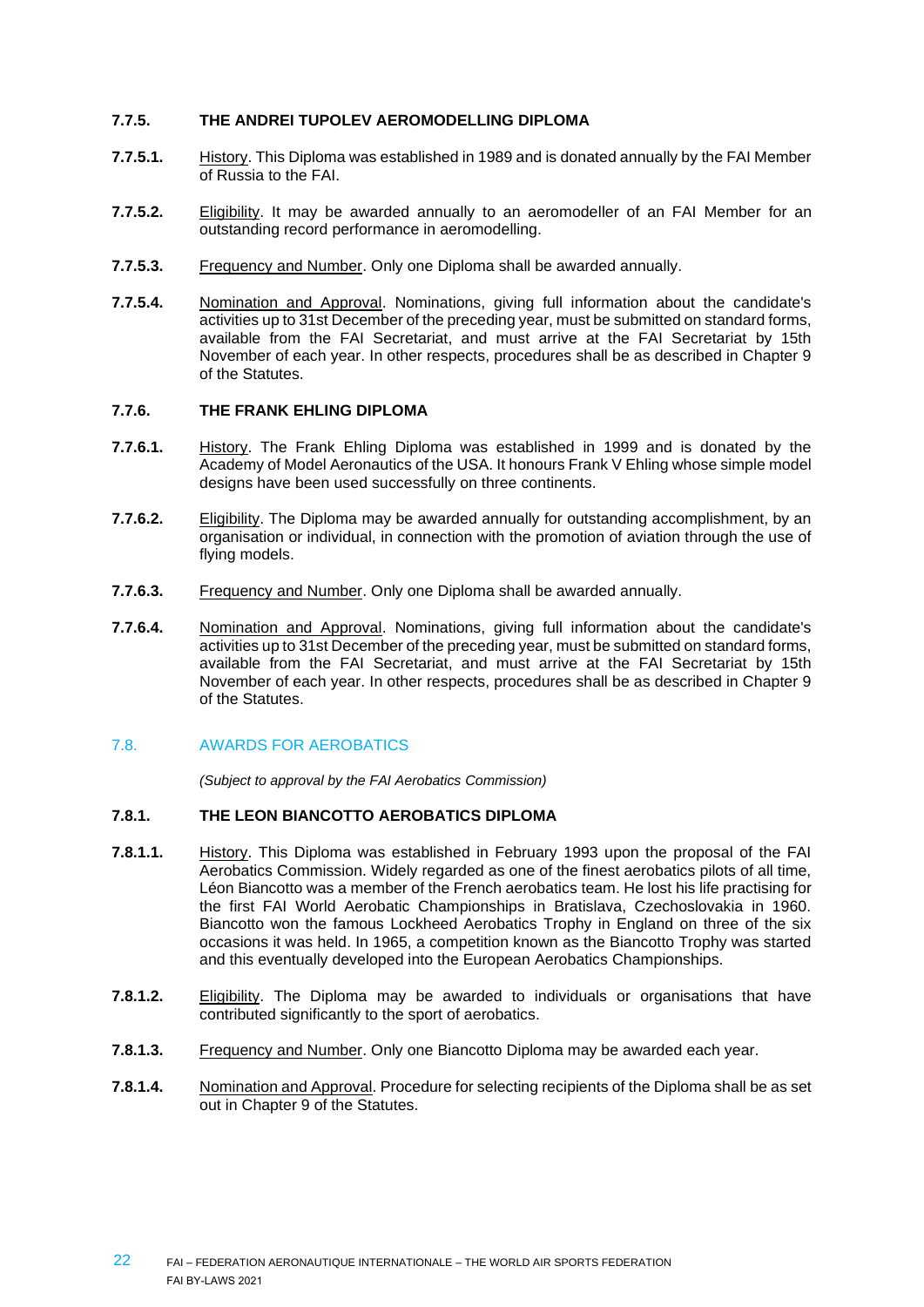#### 7.7.5. THE ANDREI TUPOLEV AEROMODELLING DIPLOMA

**7.7.5.1.** History. This Diploma was established in 1989 and is donated annually by the FAI Member of Russia to the FAI.

**7.7.5.2.** Eligibility. It may be awarded annually to an aeromodeller of an FAI Member for an outstanding record performance in aeromodelling.

**7.7.5.3.** Frequency and Number. Only one Diploma shall be awarded annually.

**7.7.5.4.** Nomination and Approval. Nominations, giving full information about the candidate's activities up to 31st December of the preceding year, must be submitted on standard forms, available from the FAI Secretariat, and must arrive at the FAI Secretariat by 15th November of each year. In other respects, procedures shall be as described in Chapter 9 of the Statutes.

#### 7.7.6. THE FRANK EHLING DIPLOMA

**7.7.6.1.** History. The Frank Ehling Diploma was established in 1999 and is donated by the Academy of Model Aeronautics of the USA. It honours Frank V Ehling whose simple model designs have been used successfully on three continents.

**7.7.6.2.** Eligibility. The Diploma may be awarded annually for outstanding accomplishment, by an organisation or individual, in connection with the promotion of aviation through the use of flying models.

**7.7.6.3.** Frequency and Number. Only one Diploma shall be awarded annually.

**7.7.6.4.** Nomination and Approval. Nominations, giving full information about the candidate's activities up to 31st December of the preceding year, must be submitted on standard forms, available from the FAI Secretariat, and must arrive at the FAI Secretariat by 15th November of each year. In other respects, procedures shall be as described in Chapter 9 of the Statutes.

### 7.8. AWARDS FOR AEROBATICS

*(Subject to approval by the FAI Aerobatics Commission)*

#### 7.8.1. THE LEON BIANCOTTO AEROBATICS DIPLOMA

**7.8.1.1.** History. This Diploma was established in February 1993 upon the proposal of the FAI Aerobatics Commission. Widely regarded as one of the finest aerobatics pilots of all time, Léon Biancotto was a member of the French aerobatics team. He lost his life practising for the first FAI World Aerobatic Championships in Bratislava, Czechoslovakia in 1960. Biancotto won the famous Lockheed Aerobatics Trophy in England on three of the six occasions it was held. In 1965, a competition known as the Biancotto Trophy was started and this eventually developed into the European Aerobatics Championships.

**7.8.1.2.** Eligibility. The Diploma may be awarded to individuals or organisations that have contributed significantly to the sport of aerobatics.

**7.8.1.3.** Frequency and Number. Only one Biancotto Diploma may be awarded each year.

**7.8.1.4.** Nomination and Approval. Procedure for selecting recipients of the Diploma shall be as set out in Chapter 9 of the Statutes.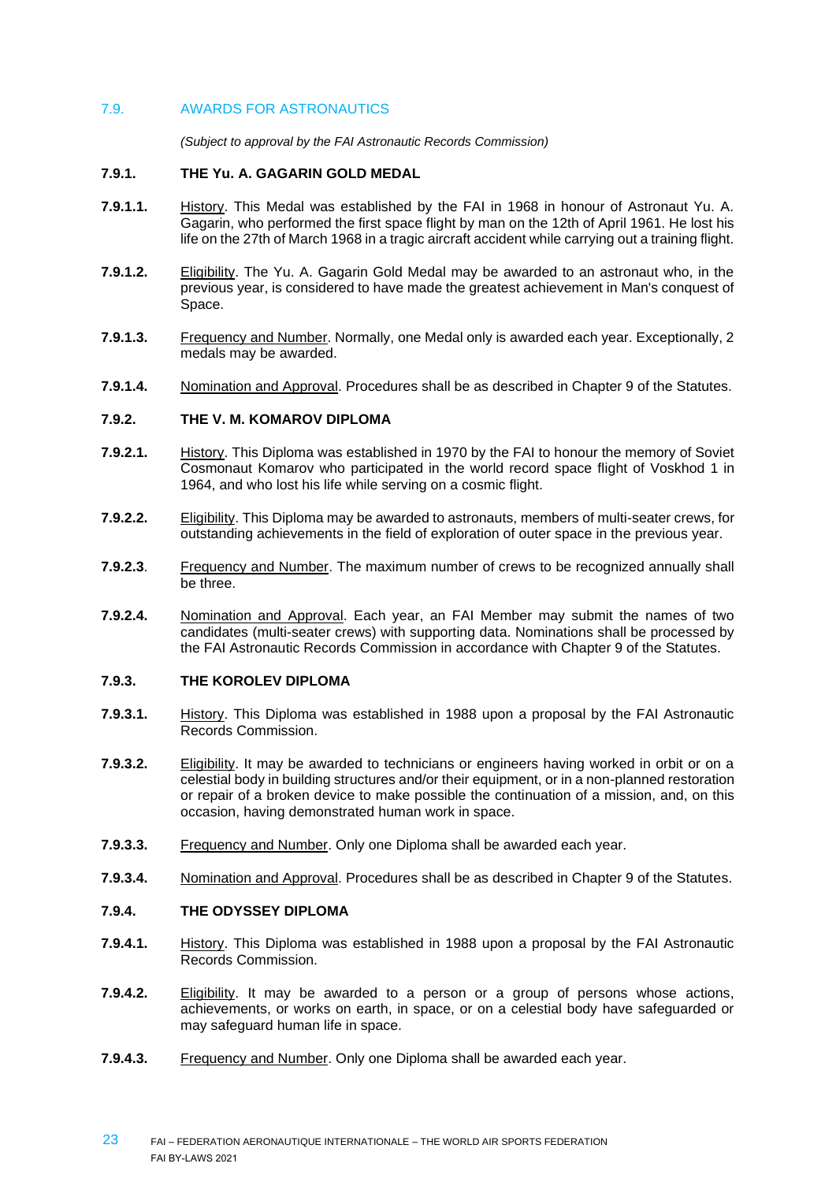## 7.9. AWARDS FOR ASTRONAUTICS

*(Subject to approval by the FAI Astronautic Records Commission)*

### 7.9.1. THE Yu. A. GAGARIN GOLD MEDAL

**7.9.1.1.** History. This Medal was established by the FAI in 1968 in honour of Astronaut Yu. A. Gagarin, who performed the first space flight by man on the 12th of April 1961. He lost his life on the 27th of March 1968 in a tragic aircraft accident while carrying out a training flight.

**7.9.1.2.** Eligibility. The Yu. A. Gagarin Gold Medal may be awarded to an astronaut who, in the previous year, is considered to have made the greatest achievement in Man's conquest of Space.

**7.9.1.3.** Frequency and Number. Normally, one Medal only is awarded each year. Exceptionally, 2 medals may be awarded.

**7.9.1.4.** Nomination and Approval. Procedures shall be as described in Chapter 9 of the Statutes.

### 7.9.2. THE V. M. KOMAROV DIPLOMA

**7.9.2.1.** History. This Diploma was established in 1970 by the FAI to honour the memory of Soviet Cosmonaut Komarov who participated in the world record space flight of Voskhod 1 in 1964, and who lost his life while serving on a cosmic flight.

**7.9.2.2.** Eligibility. This Diploma may be awarded to astronauts, members of multi-seater crews, for outstanding achievements in the field of exploration of outer space in the previous year.

**7.9.2.3**. Frequency and Number. The maximum number of crews to be recognized annually shall be three.

**7.9.2.4.** Nomination and Approval. Each year, an FAI Member may submit the names of two candidates (multi-seater crews) with supporting data. Nominations shall be processed by the FAI Astronautic Records Commission in accordance with Chapter 9 of the Statutes.

### 7.9.3. THE KOROLEV DIPLOMA

**7.9.3.1.** History. This Diploma was established in 1988 upon a proposal by the FAI Astronautic Records Commission.

**7.9.3.2.** Eligibility. It may be awarded to technicians or engineers having worked in orbit or on a celestial body in building structures and/or their equipment, or in a non-planned restoration or repair of a broken device to make possible the continuation of a mission, and, on this occasion, having demonstrated human work in space.

**7.9.3.3.** Frequency and Number. Only one Diploma shall be awarded each year.

**7.9.3.4.** Nomination and Approval. Procedures shall be as described in Chapter 9 of the Statutes.

### 7.9.4. THE ODYSSEY DIPLOMA

**7.9.4.1.** History. This Diploma was established in 1988 upon a proposal by the FAI Astronautic Records Commission.

**7.9.4.2.** Eligibility. It may be awarded to a person or a group of persons whose actions, achievements, or works on earth, in space, or on a celestial body have safeguarded or may safeguard human life in space.

**7.9.4.3.** Frequency and Number. Only one Diploma shall be awarded each year.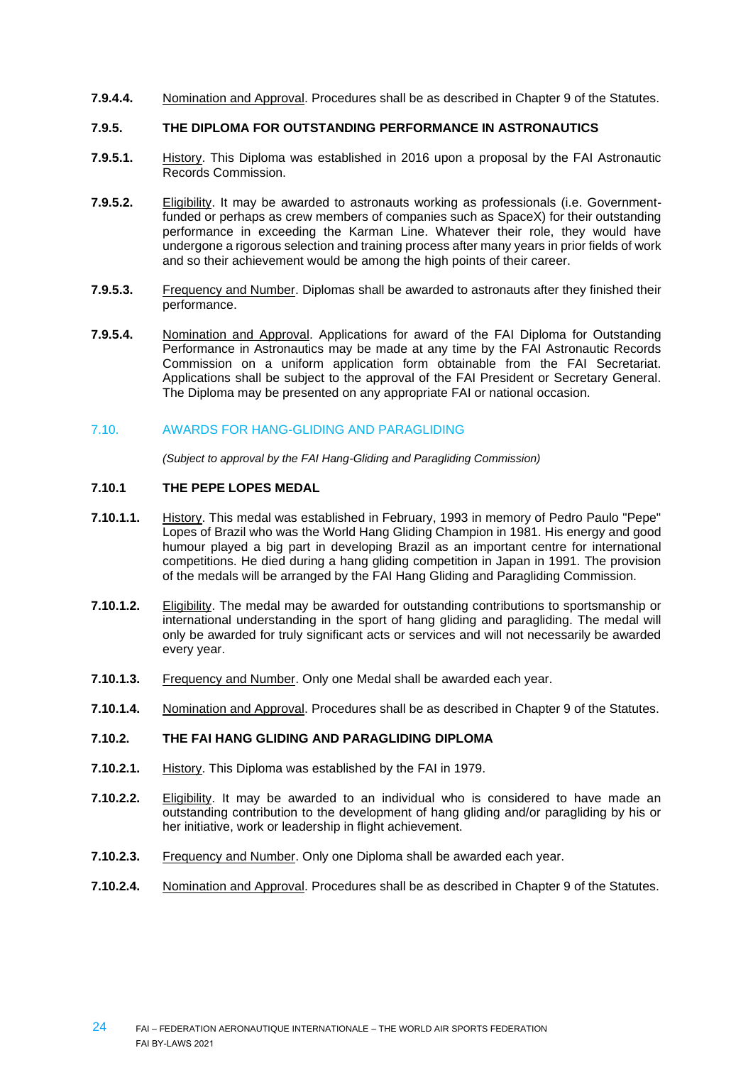**7.9.4.4.** Nomination and Approval. Procedures shall be as described in Chapter 9 of the Statutes.

### 7.9.5. THE DIPLOMA FOR OUTSTANDING PERFORMANCE IN ASTRONAUTICS

**7.9.5.1.** History. This Diploma was established in 2016 upon a proposal by the FAI Astronautic Records Commission.

**7.9.5.2.** Eligibility. It may be awarded to astronauts working as professionals (i.e. Government-funded or perhaps as crew members of companies such as SpaceX) for their outstanding performance in exceeding the Karman Line. Whatever their role, they would have undergone a rigorous selection and training process after many years in prior fields of work and so their achievement would be among the high points of their career.

**7.9.5.3.** Frequency and Number. Diplomas shall be awarded to astronauts after they finished their performance.

**7.9.5.4.** Nomination and Approval. Applications for award of the FAI Diploma for Outstanding Performance in Astronautics may be made at any time by the FAI Astronautic Records Commission on a uniform application form obtainable from the FAI Secretariat. Applications shall be subject to the approval of the FAI President or Secretary General. The Diploma may be presented on any appropriate FAI or national occasion.

## 7.10. AWARDS FOR HANG-GLIDING AND PARAGLIDING

*(Subject to approval by the FAI Hang-Gliding and Paragliding Commission)*

### 7.10.1 THE PEPE LOPES MEDAL

**7.10.1.1.** History. This medal was established in February, 1993 in memory of Pedro Paulo "Pepe" Lopes of Brazil who was the World Hang Gliding Champion in 1981. His energy and good humour played a big part in developing Brazil as an important centre for international competitions. He died during a hang gliding competition in Japan in 1991. The provision of the medals will be arranged by the FAI Hang Gliding and Paragliding Commission.

**7.10.1.2.** Eligibility. The medal may be awarded for outstanding contributions to sportsmanship or international understanding in the sport of hang gliding and paragliding. The medal will only be awarded for truly significant acts or services and will not necessarily be awarded every year.

**7.10.1.3.** Frequency and Number. Only one Medal shall be awarded each year.

**7.10.1.4.** Nomination and Approval. Procedures shall be as described in Chapter 9 of the Statutes.

### 7.10.2. THE FAI HANG GLIDING AND PARAGLIDING DIPLOMA

**7.10.2.1.** History. This Diploma was established by the FAI in 1979.

**7.10.2.2.** Eligibility. It may be awarded to an individual who is considered to have made an outstanding contribution to the development of hang gliding and/or paragliding by his or her initiative, work or leadership in flight achievement.

**7.10.2.3.** Frequency and Number. Only one Diploma shall be awarded each year.

**7.10.2.4.** Nomination and Approval. Procedures shall be as described in Chapter 9 of the Statutes.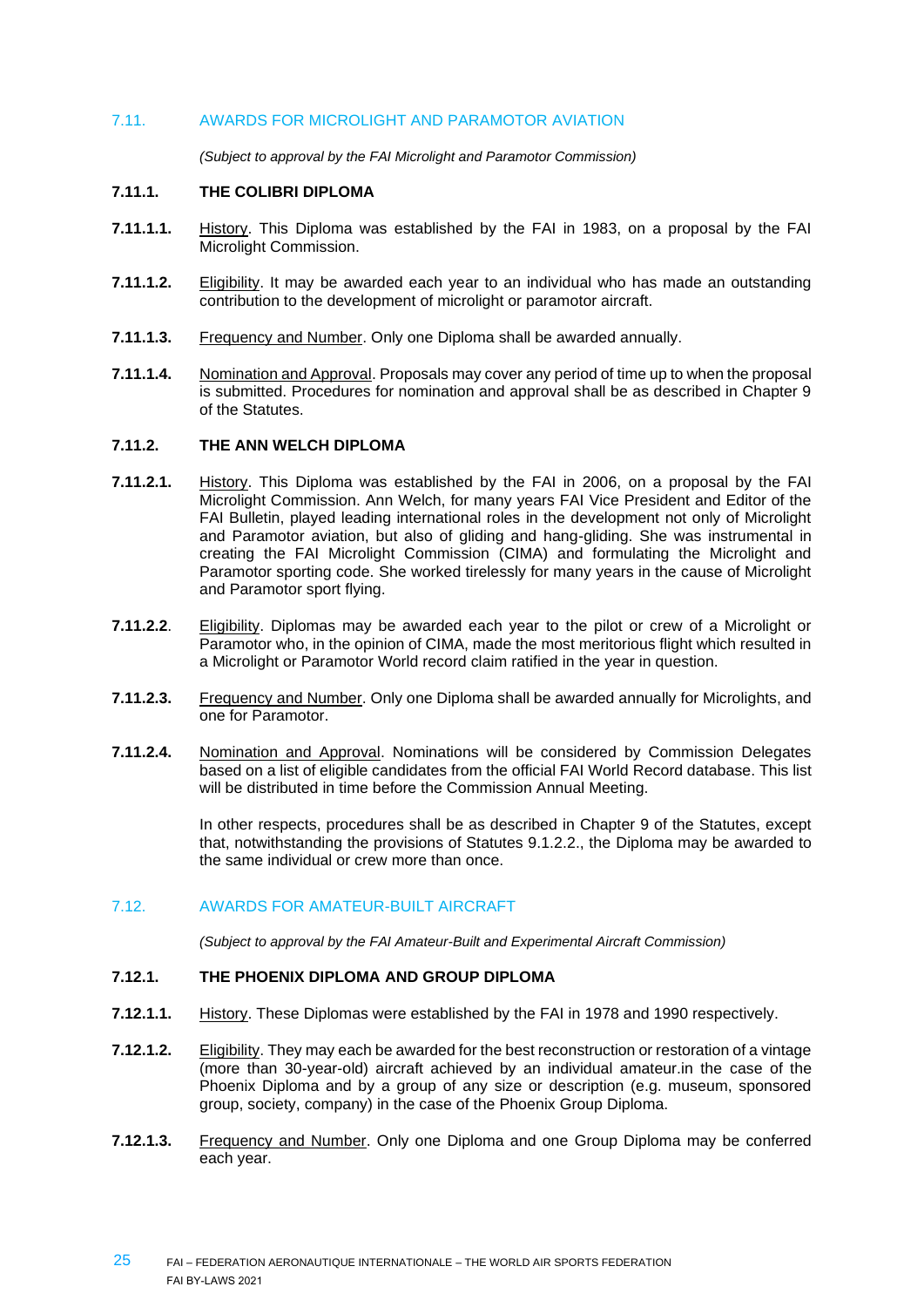## 7.11. AWARDS FOR MICROLIGHT AND PARAMOTOR AVIATION

*(Subject to approval by the FAI Microlight and Paramotor Commission)*

### 7.11.1. THE COLIBRI DIPLOMA

**7.11.1.1.** History. This Diploma was established by the FAI in 1983, on a proposal by the FAI Microlight Commission.

**7.11.1.2.** Eligibility. It may be awarded each year to an individual who has made an outstanding contribution to the development of microlight or paramotor aircraft.

**7.11.1.3.** Frequency and Number. Only one Diploma shall be awarded annually.

**7.11.1.4.** Nomination and Approval. Proposals may cover any period of time up to when the proposal is submitted. Procedures for nomination and approval shall be as described in Chapter 9 of the Statutes.

### 7.11.2. THE ANN WELCH DIPLOMA

**7.11.2.1.** History. This Diploma was established by the FAI in 2006, on a proposal by the FAI Microlight Commission. Ann Welch, for many years FAI Vice President and Editor of the FAI Bulletin, played leading international roles in the development not only of Microlight and Paramotor aviation, but also of gliding and hang-gliding. She was instrumental in creating the FAI Microlight Commission (CIMA) and formulating the Microlight and Paramotor sporting code. She worked tirelessly for many years in the cause of Microlight and Paramotor sport flying.

**7.11.2.2**. Eligibility. Diplomas may be awarded each year to the pilot or crew of a Microlight or Paramotor who, in the opinion of CIMA, made the most meritorious flight which resulted in a Microlight or Paramotor World record claim ratified in the year in question.

**7.11.2.3.** Frequency and Number. Only one Diploma shall be awarded annually for Microlights, and one for Paramotor.

**7.11.2.4.** Nomination and Approval. Nominations will be considered by Commission Delegates based on a list of eligible candidates from the official FAI World Record database. This list will be distributed in time before the Commission Annual Meeting.

In other respects, procedures shall be as described in Chapter 9 of the Statutes, except that, notwithstanding the provisions of Statutes 9.1.2.2., the Diploma may be awarded to the same individual or crew more than once.

## 7.12. AWARDS FOR AMATEUR-BUILT AIRCRAFT

*(Subject to approval by the FAI Amateur-Built and Experimental Aircraft Commission)*

### 7.12.1. THE PHOENIX DIPLOMA AND GROUP DIPLOMA

**7.12.1.1.** History. These Diplomas were established by the FAI in 1978 and 1990 respectively.

**7.12.1.2.** Eligibility. They may each be awarded for the best reconstruction or restoration of a vintage (more than 30-year-old) aircraft achieved by an individual amateur.in the case of the Phoenix Diploma and by a group of any size or description (e.g. museum, sponsored group, society, company) in the case of the Phoenix Group Diploma.

**7.12.1.3.** Frequency and Number. Only one Diploma and one Group Diploma may be conferred each year.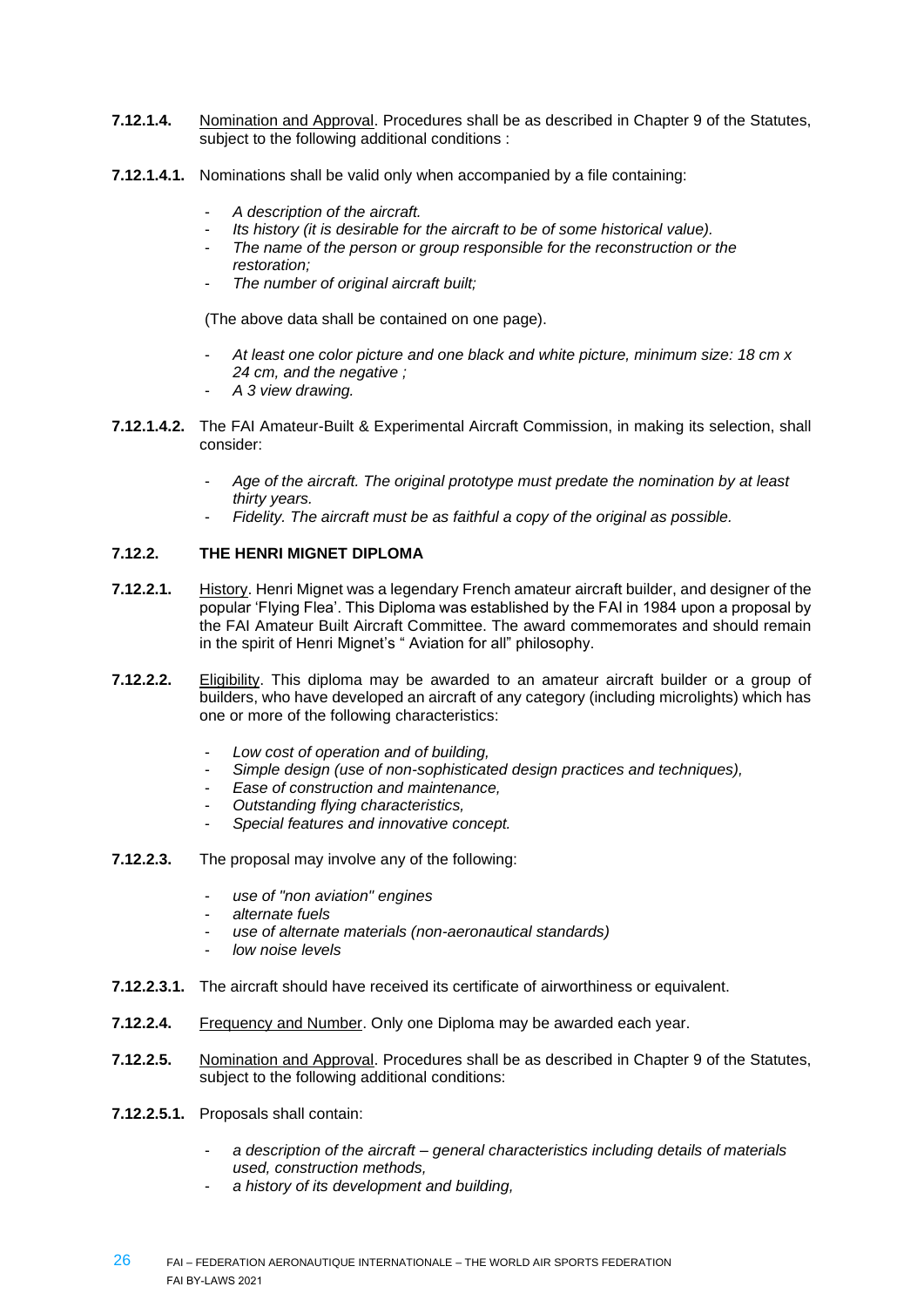**7.12.1.4.** Nomination and Approval. Procedures shall be as described in Chapter 9 of the Statutes, subject to the following additional conditions :

**7.12.1.4.1.** Nominations shall be valid only when accompanied by a file containing:

- *A description of the aircraft.*
- *Its history (it is desirable for the aircraft to be of some historical value).*
- *The name of the person or group responsible for the reconstruction or the restoration;*
- *The number of original aircraft built;*

(The above data shall be contained on one page).

- *At least one color picture and one black and white picture, minimum size: 18 cm x 24 cm, and the negative ;*
- *A 3 view drawing.*

**7.12.1.4.2.** The FAI Amateur-Built & Experimental Aircraft Commission, in making its selection, shall consider:

- *Age of the aircraft. The original prototype must predate the nomination by at least thirty years.*
- *Fidelity. The aircraft must be as faithful a copy of the original as possible.*

### 7.12.2. THE HENRI MIGNET DIPLOMA

**7.12.2.1.** History. Henri Mignet was a legendary French amateur aircraft builder, and designer of the popular 'Flying Flea'. This Diploma was established by the FAI in 1984 upon a proposal by the FAI Amateur Built Aircraft Committee. The award commemorates and should remain in the spirit of Henri Mignet's " Aviation for all" philosophy.

**7.12.2.2.** Eligibility. This diploma may be awarded to an amateur aircraft builder or a group of builders, who have developed an aircraft of any category (including microlights) which has one or more of the following characteristics:

- *Low cost of operation and of building,*
- *Simple design (use of non-sophisticated design practices and techniques),*
- *Ease of construction and maintenance,*
- *Outstanding flying characteristics,*
- *Special features and innovative concept.*

**7.12.2.3.** The proposal may involve any of the following:

- *use of "non aviation" engines*
- *alternate fuels*
- *use of alternate materials (non-aeronautical standards)*
- *low noise levels*

**7.12.2.3.1.** The aircraft should have received its certificate of airworthiness or equivalent.

**7.12.2.4.** Frequency and Number. Only one Diploma may be awarded each year.

**7.12.2.5.** Nomination and Approval. Procedures shall be as described in Chapter 9 of the Statutes, subject to the following additional conditions:

**7.12.2.5.1.** Proposals shall contain:

- *a description of the aircraft – general characteristics including details of materials used, construction methods,*
- *a history of its development and building,*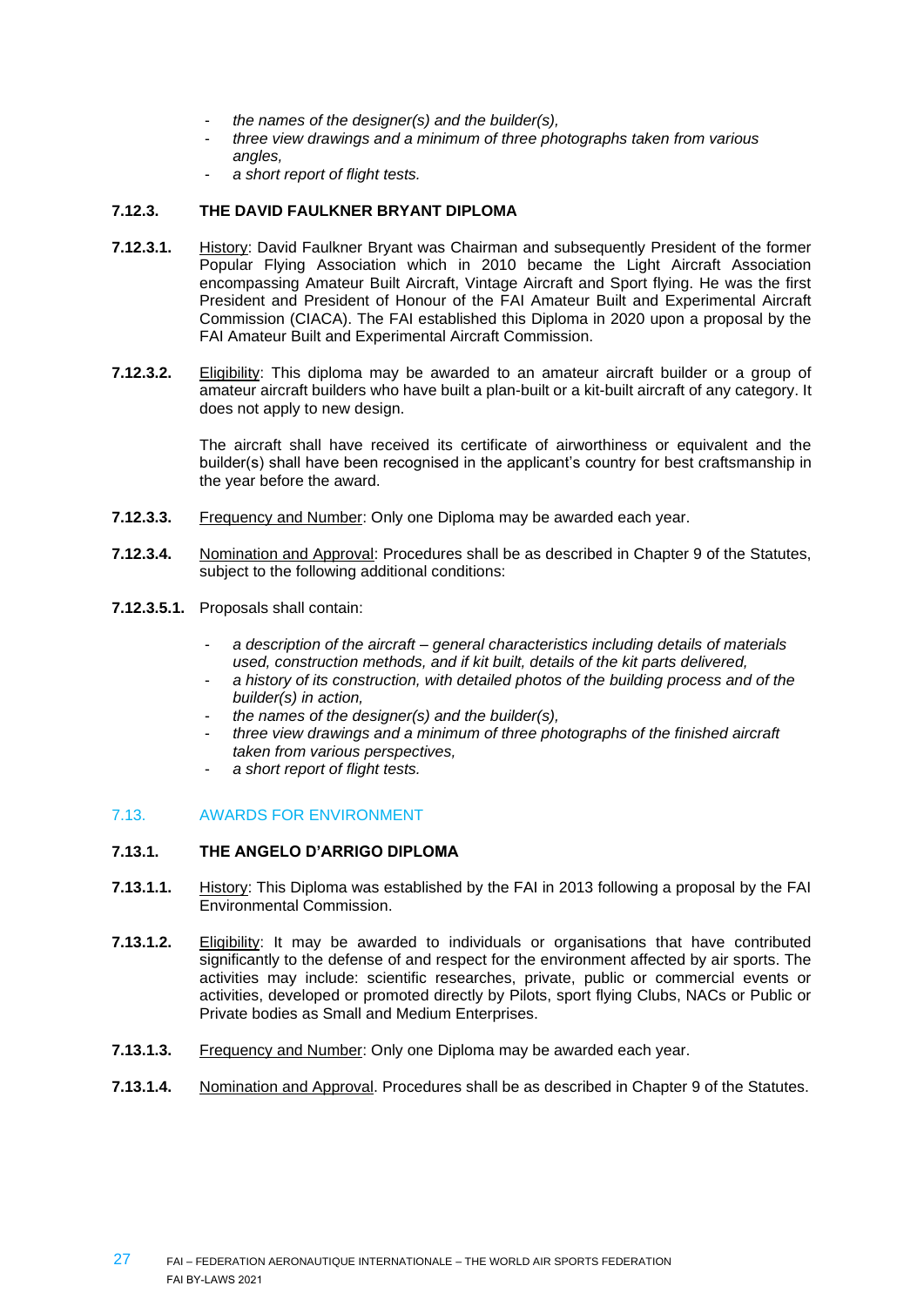- *the names of the designer(s) and the builder(s),*
- *three view drawings and a minimum of three photographs taken from various angles,*
- *a short report of flight tests.*

**7.12.3. THE DAVID FAULKNER BRYANT DIPLOMA**

**7.12.3.1.** History: David Faulkner Bryant was Chairman and subsequently President of the former Popular Flying Association which in 2010 became the Light Aircraft Association encompassing Amateur Built Aircraft, Vintage Aircraft and Sport flying. He was the first President and President of Honour of the FAI Amateur Built and Experimental Aircraft Commission (CIACA). The FAI established this Diploma in 2020 upon a proposal by the FAI Amateur Built and Experimental Aircraft Commission.

**7.12.3.2.** Eligibility: This diploma may be awarded to an amateur aircraft builder or a group of amateur aircraft builders who have built a plan-built or a kit-built aircraft of any category. It does not apply to new design.

The aircraft shall have received its certificate of airworthiness or equivalent and the builder(s) shall have been recognised in the applicant's country for best craftsmanship in the year before the award.

**7.12.3.3.** Frequency and Number: Only one Diploma may be awarded each year.

**7.12.3.4.** Nomination and Approval: Procedures shall be as described in Chapter 9 of the Statutes, subject to the following additional conditions:

**7.12.3.5.1.** Proposals shall contain:

- *a description of the aircraft – general characteristics including details of materials used, construction methods, and if kit built, details of the kit parts delivered,*
- *a history of its construction, with detailed photos of the building process and of the builder(s) in action,*
- *the names of the designer(s) and the builder(s),*
- *three view drawings and a minimum of three photographs of the finished aircraft taken from various perspectives,*
- *a short report of flight tests.*

## 7.13. AWARDS FOR ENVIRONMENT

**7.13.1. THE ANGELO D'ARRIGO DIPLOMA**

**7.13.1.1.** History: This Diploma was established by the FAI in 2013 following a proposal by the FAI Environmental Commission.

**7.13.1.2.** Eligibility: It may be awarded to individuals or organisations that have contributed significantly to the defense of and respect for the environment affected by air sports. The activities may include: scientific researches, private, public or commercial events or activities, developed or promoted directly by Pilots, sport flying Clubs, NACs or Public or Private bodies as Small and Medium Enterprises.

**7.13.1.3.** Frequency and Number: Only one Diploma may be awarded each year.

**7.13.1.4.** Nomination and Approval. Procedures shall be as described in Chapter 9 of the Statutes.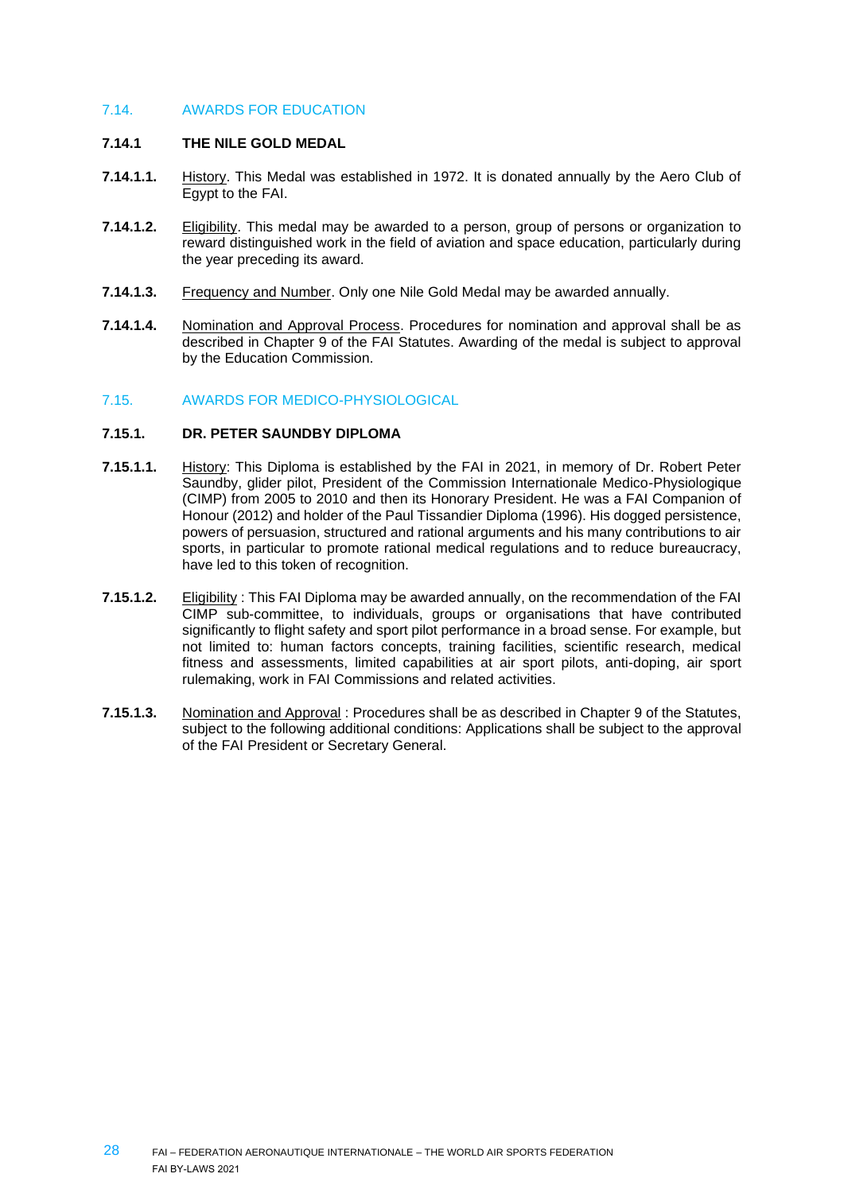## 7.14. AWARDS FOR EDUCATION

### 7.14.1 THE NILE GOLD MEDAL

**7.14.1.1.** History. This Medal was established in 1972. It is donated annually by the Aero Club of Egypt to the FAI.

**7.14.1.2.** Eligibility. This medal may be awarded to a person, group of persons or organization to reward distinguished work in the field of aviation and space education, particularly during the year preceding its award.

**7.14.1.3.** Frequency and Number. Only one Nile Gold Medal may be awarded annually.

**7.14.1.4.** Nomination and Approval Process. Procedures for nomination and approval shall be as described in Chapter 9 of the FAI Statutes. Awarding of the medal is subject to approval by the Education Commission.

## 7.15. AWARDS FOR MEDICO-PHYSIOLOGICAL

### 7.15.1. DR. PETER SAUNDBY DIPLOMA

**7.15.1.1.** History: This Diploma is established by the FAI in 2021, in memory of Dr. Robert Peter Saundby, glider pilot, President of the Commission Internationale Medico-Physiologique (CIMP) from 2005 to 2010 and then its Honorary President. He was a FAI Companion of Honour (2012) and holder of the Paul Tissandier Diploma (1996). His dogged persistence, powers of persuasion, structured and rational arguments and his many contributions to air sports, in particular to promote rational medical regulations and to reduce bureaucracy, have led to this token of recognition.

**7.15.1.2.** Eligibility : This FAI Diploma may be awarded annually, on the recommendation of the FAI CIMP sub-committee, to individuals, groups or organisations that have contributed significantly to flight safety and sport pilot performance in a broad sense. For example, but not limited to: human factors concepts, training facilities, scientific research, medical fitness and assessments, limited capabilities at air sport pilots, anti-doping, air sport rulemaking, work in FAI Commissions and related activities.

**7.15.1.3.** Nomination and Approval : Procedures shall be as described in Chapter 9 of the Statutes, subject to the following additional conditions: Applications shall be subject to the approval of the FAI President or Secretary General.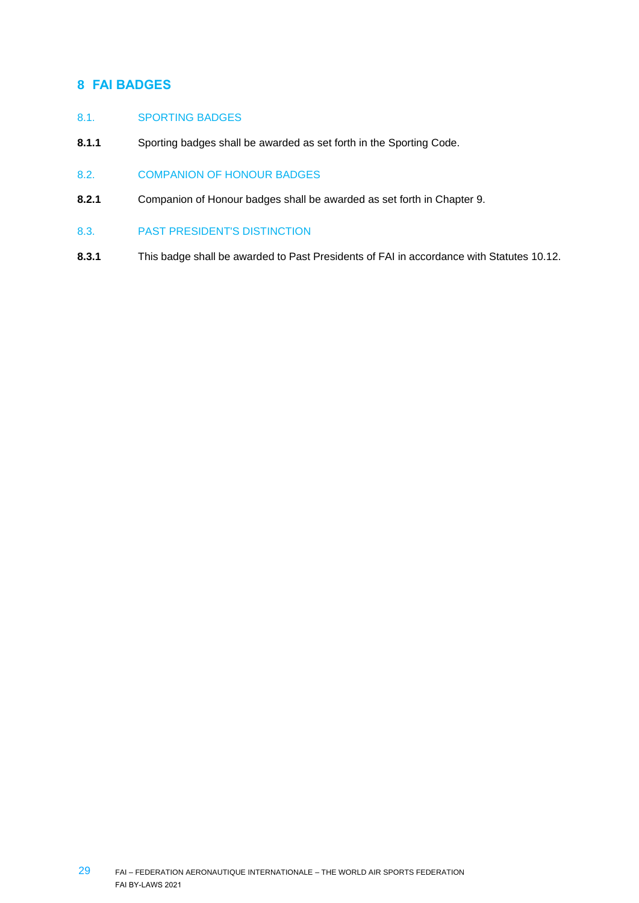# 8 FAI BADGES

## 8.1. SPORTING BADGES

**8.1.1** Sporting badges shall be awarded as set forth in the Sporting Code.

## 8.2. COMPANION OF HONOUR BADGES

**8.2.1** Companion of Honour badges shall be awarded as set forth in Chapter 9.

## 8.3. PAST PRESIDENT'S DISTINCTION

**8.3.1** This badge shall be awarded to Past Presidents of FAI in accordance with Statutes 10.12.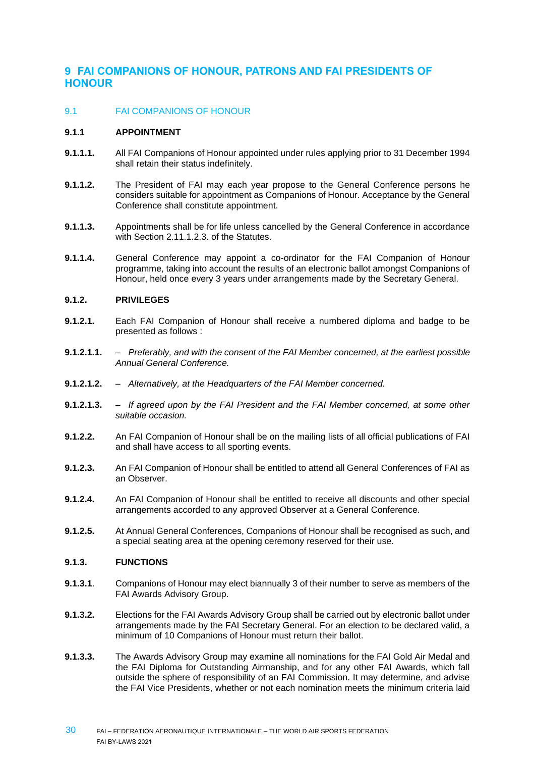# 9 FAI COMPANIONS OF HONOUR, PATRONS AND FAI PRESIDENTS OF HONOUR

## 9.1 FAI COMPANIONS OF HONOUR

### 9.1.1 APPOINTMENT

**9.1.1.1.** All FAI Companions of Honour appointed under rules applying prior to 31 December 1994 shall retain their status indefinitely.

**9.1.1.2.** The President of FAI may each year propose to the General Conference persons he considers suitable for appointment as Companions of Honour. Acceptance by the General Conference shall constitute appointment.

**9.1.1.3.** Appointments shall be for life unless cancelled by the General Conference in accordance with Section 2.11.1.2.3. of the Statutes.

**9.1.1.4.** General Conference may appoint a co-ordinator for the FAI Companion of Honour programme, taking into account the results of an electronic ballot amongst Companions of Honour, held once every 3 years under arrangements made by the Secretary General.

### 9.1.2. PRIVILEGES

**9.1.2.1.** Each FAI Companion of Honour shall receive a numbered diploma and badge to be presented as follows :

**9.1.2.1.1.** – *Preferably, and with the consent of the FAI Member concerned, at the earliest possible Annual General Conference.*

**9.1.2.1.2.** – *Alternatively, at the Headquarters of the FAI Member concerned.*

**9.1.2.1.3.** – *If agreed upon by the FAI President and the FAI Member concerned, at some other suitable occasion.*

**9.1.2.2.** An FAI Companion of Honour shall be on the mailing lists of all official publications of FAI and shall have access to all sporting events.

**9.1.2.3.** An FAI Companion of Honour shall be entitled to attend all General Conferences of FAI as an Observer.

**9.1.2.4.** An FAI Companion of Honour shall be entitled to receive all discounts and other special arrangements accorded to any approved Observer at a General Conference.

**9.1.2.5.** At Annual General Conferences, Companions of Honour shall be recognised as such, and a special seating area at the opening ceremony reserved for their use.

### 9.1.3. FUNCTIONS

**9.1.3.1**. Companions of Honour may elect biannually 3 of their number to serve as members of the FAI Awards Advisory Group.

**9.1.3.2.** Elections for the FAI Awards Advisory Group shall be carried out by electronic ballot under arrangements made by the FAI Secretary General. For an election to be declared valid, a minimum of 10 Companions of Honour must return their ballot.

**9.1.3.3.** The Awards Advisory Group may examine all nominations for the FAI Gold Air Medal and the FAI Diploma for Outstanding Airmanship, and for any other FAI Awards, which fall outside the sphere of responsibility of an FAI Commission. It may determine, and advise the FAI Vice Presidents, whether or not each nomination meets the minimum criteria laid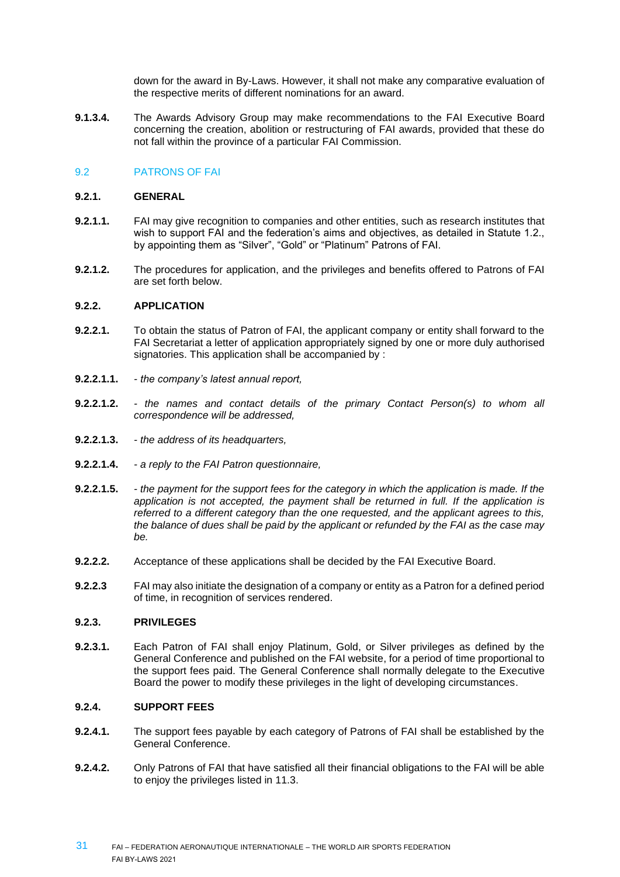down for the award in By-Laws. However, it shall not make any comparative evaluation of the respective merits of different nominations for an award.

**9.1.3.4.** The Awards Advisory Group may make recommendations to the FAI Executive Board concerning the creation, abolition or restructuring of FAI awards, provided that these do not fall within the province of a particular FAI Commission.

## 9.2 PATRONS OF FAI

### 9.2.1. GENERAL

**9.2.1.1.** FAI may give recognition to companies and other entities, such as research institutes that wish to support FAI and the federation's aims and objectives, as detailed in Statute 1.2., by appointing them as "Silver", "Gold" or "Platinum" Patrons of FAI.

**9.2.1.2.** The procedures for application, and the privileges and benefits offered to Patrons of FAI are set forth below.

### 9.2.2. APPLICATION

**9.2.2.1.** To obtain the status of Patron of FAI, the applicant company or entity shall forward to the FAI Secretariat a letter of application appropriately signed by one or more duly authorised signatories. This application shall be accompanied by :

**9.2.2.1.1.** *- the company's latest annual report,*

**9.2.2.1.2.** *- the names and contact details of the primary Contact Person(s) to whom all correspondence will be addressed,*

**9.2.2.1.3.** *- the address of its headquarters,*

**9.2.2.1.4.** *- a reply to the FAI Patron questionnaire,*

**9.2.2.1.5.** *- the payment for the support fees for the category in which the application is made. If the application is not accepted, the payment shall be returned in full. If the application is referred to a different category than the one requested, and the applicant agrees to this, the balance of dues shall be paid by the applicant or refunded by the FAI as the case may be.*

**9.2.2.2.** Acceptance of these applications shall be decided by the FAI Executive Board.

**9.2.2.3** FAI may also initiate the designation of a company or entity as a Patron for a defined period of time, in recognition of services rendered.

### 9.2.3. PRIVILEGES

**9.2.3.1.** Each Patron of FAI shall enjoy Platinum, Gold, or Silver privileges as defined by the General Conference and published on the FAI website, for a period of time proportional to the support fees paid. The General Conference shall normally delegate to the Executive Board the power to modify these privileges in the light of developing circumstances.

### 9.2.4. SUPPORT FEES

**9.2.4.1.** The support fees payable by each category of Patrons of FAI shall be established by the General Conference.

**9.2.4.2.** Only Patrons of FAI that have satisfied all their financial obligations to the FAI will be able to enjoy the privileges listed in 11.3.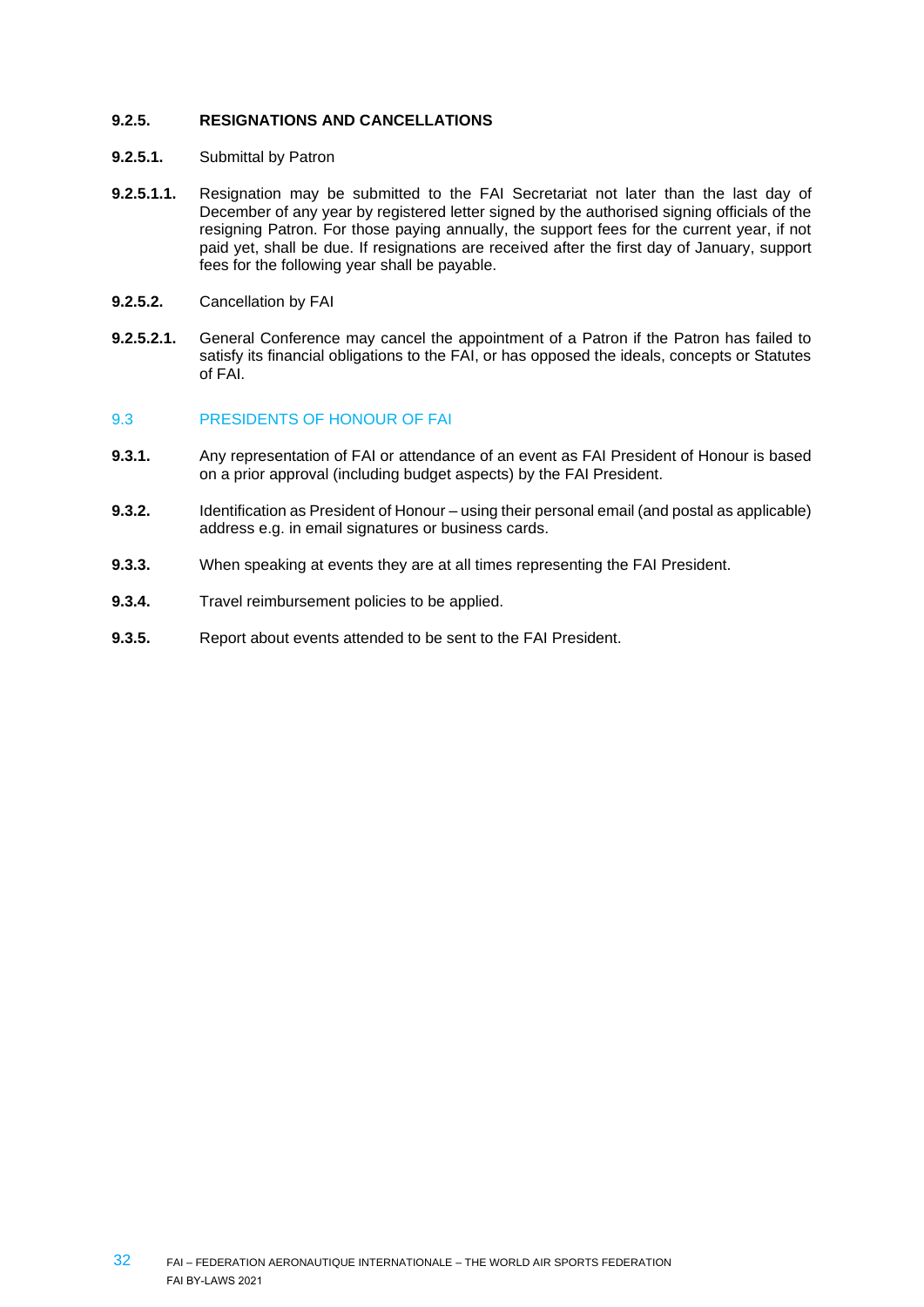**9.2.5. RESIGNATIONS AND CANCELLATIONS**

**9.2.5.1.** Submittal by Patron

**9.2.5.1.1.** Resignation may be submitted to the FAI Secretariat not later than the last day of December of any year by registered letter signed by the authorised signing officials of the resigning Patron. For those paying annually, the support fees for the current year, if not paid yet, shall be due. If resignations are received after the first day of January, support fees for the following year shall be payable.

**9.2.5.2.** Cancellation by FAI

**9.2.5.2.1.** General Conference may cancel the appointment of a Patron if the Patron has failed to satisfy its financial obligations to the FAI, or has opposed the ideals, concepts or Statutes of FAI.

## 9.3 PRESIDENTS OF HONOUR OF FAI

**9.3.1.** Any representation of FAI or attendance of an event as FAI President of Honour is based on a prior approval (including budget aspects) by the FAI President.

**9.3.2.** Identification as President of Honour – using their personal email (and postal as applicable) address e.g. in email signatures or business cards.

**9.3.3.** When speaking at events they are at all times representing the FAI President.

**9.3.4.** Travel reimbursement policies to be applied.

**9.3.5.** Report about events attended to be sent to the FAI President.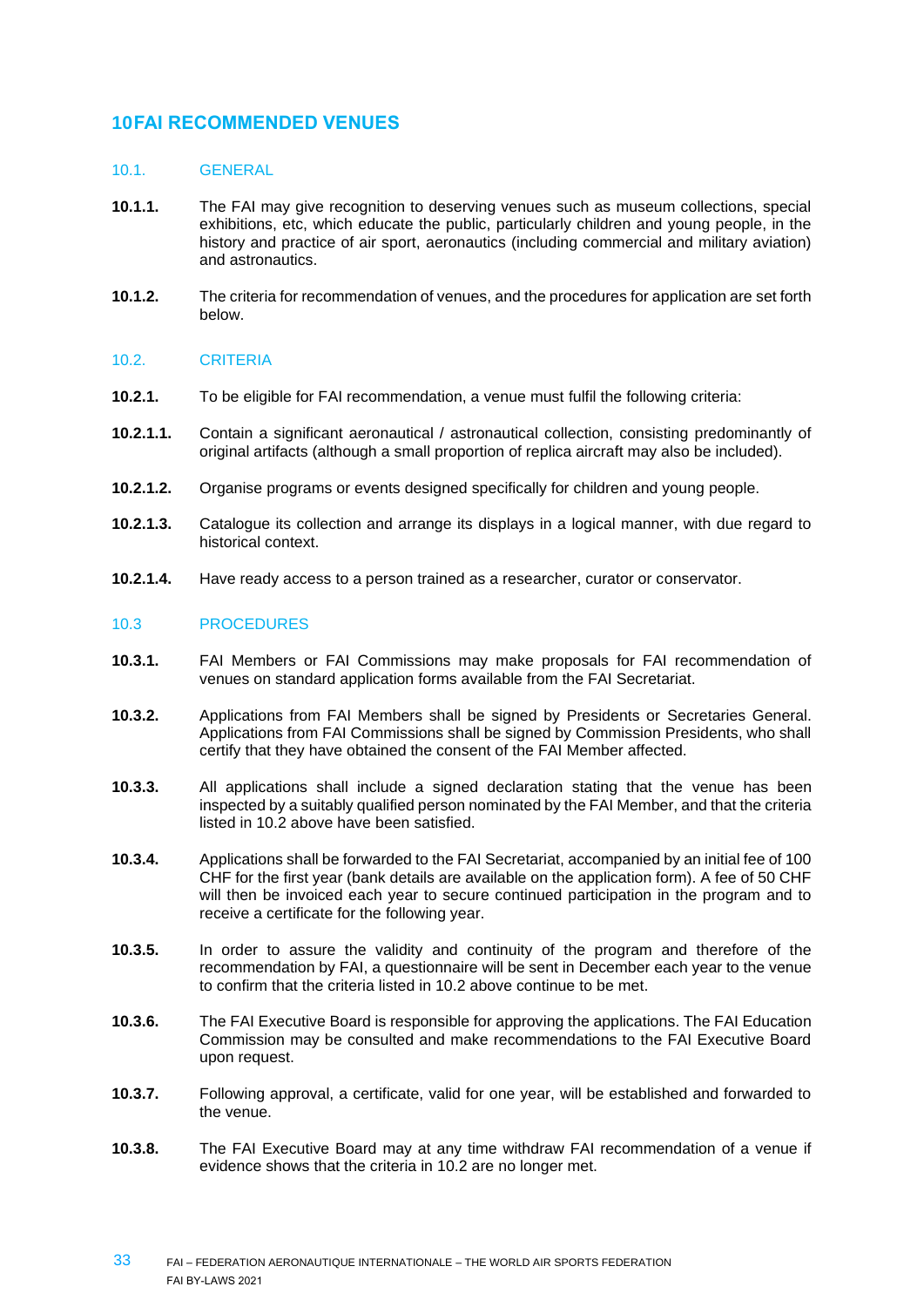# 10 FAI RECOMMENDED VENUES

## 10.1. GENERAL

**10.1.1.** The FAI may give recognition to deserving venues such as museum collections, special exhibitions, etc, which educate the public, particularly children and young people, in the history and practice of air sport, aeronautics (including commercial and military aviation) and astronautics.

**10.1.2.** The criteria for recommendation of venues, and the procedures for application are set forth below.

## 10.2. CRITERIA

**10.2.1.** To be eligible for FAI recommendation, a venue must fulfil the following criteria:

**10.2.1.1.** Contain a significant aeronautical / astronautical collection, consisting predominantly of original artifacts (although a small proportion of replica aircraft may also be included).

**10.2.1.2.** Organise programs or events designed specifically for children and young people.

**10.2.1.3.** Catalogue its collection and arrange its displays in a logical manner, with due regard to historical context.

**10.2.1.4.** Have ready access to a person trained as a researcher, curator or conservator.

## 10.3 PROCEDURES

**10.3.1.** FAI Members or FAI Commissions may make proposals for FAI recommendation of venues on standard application forms available from the FAI Secretariat.

**10.3.2.** Applications from FAI Members shall be signed by Presidents or Secretaries General. Applications from FAI Commissions shall be signed by Commission Presidents, who shall certify that they have obtained the consent of the FAI Member affected.

**10.3.3.** All applications shall include a signed declaration stating that the venue has been inspected by a suitably qualified person nominated by the FAI Member, and that the criteria listed in 10.2 above have been satisfied.

**10.3.4.** Applications shall be forwarded to the FAI Secretariat, accompanied by an initial fee of 100 CHF for the first year (bank details are available on the application form). A fee of 50 CHF will then be invoiced each year to secure continued participation in the program and to receive a certificate for the following year.

**10.3.5.** In order to assure the validity and continuity of the program and therefore of the recommendation by FAI, a questionnaire will be sent in December each year to the venue to confirm that the criteria listed in 10.2 above continue to be met.

**10.3.6.** The FAI Executive Board is responsible for approving the applications. The FAI Education Commission may be consulted and make recommendations to the FAI Executive Board upon request.

**10.3.7.** Following approval, a certificate, valid for one year, will be established and forwarded to the venue.

**10.3.8.** The FAI Executive Board may at any time withdraw FAI recommendation of a venue if evidence shows that the criteria in 10.2 are no longer met.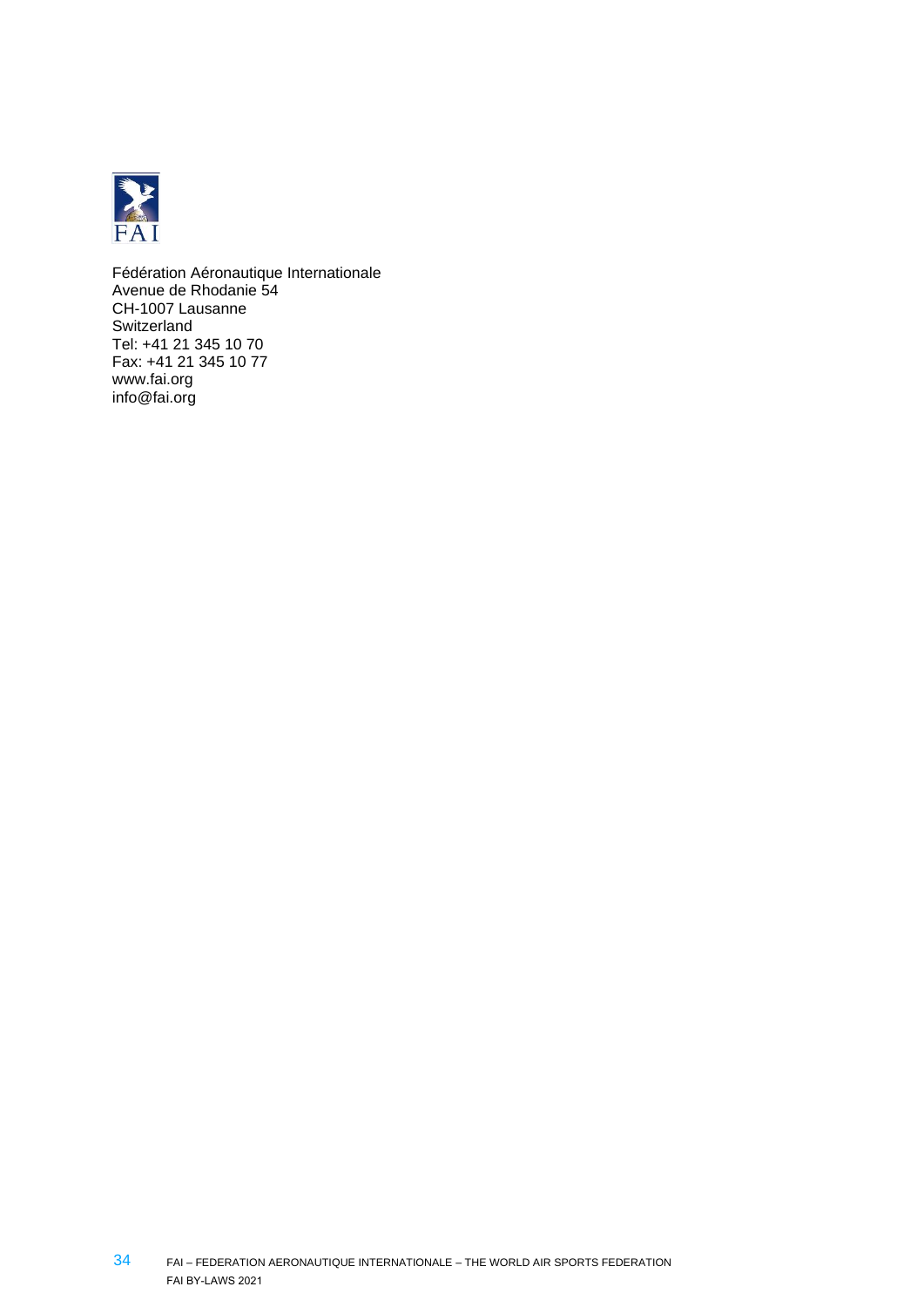Fédération Aéronautique Internationale
Avenue de Rhodanie 54
CH-1007 Lausanne
Switzerland
Tel: +41 21 345 10 70
Fax: +41 21 345 10 77
www.fai.org
info@fai.org